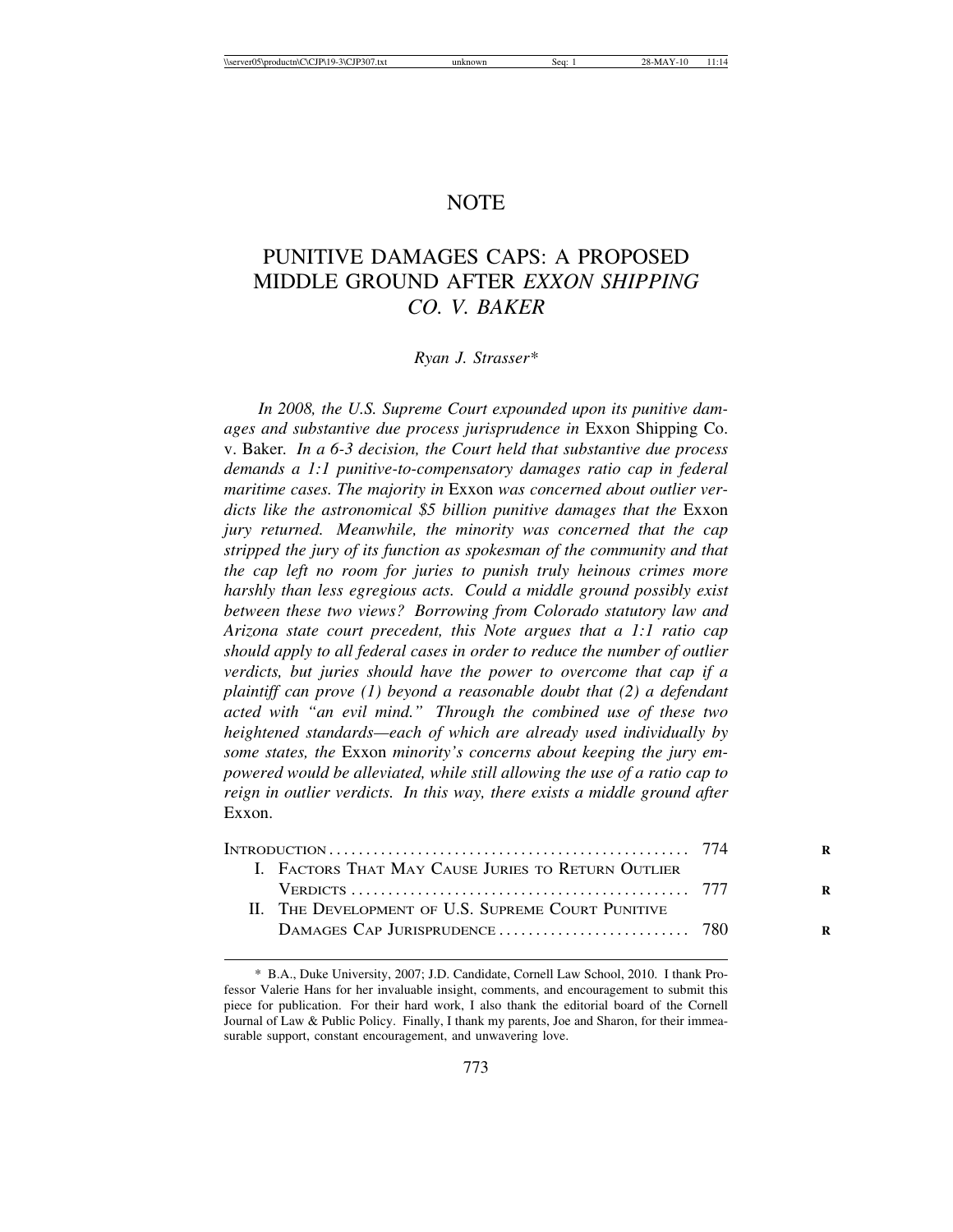# NOTE

## PUNITIVE DAMAGES CAPS: A PROPOSED MIDDLE GROUND AFTER *EXXON SHIPPING CO. V. BAKER*

*Ryan J. Strasser**

*In 2008, the U.S. Supreme Court expounded upon its punitive damages and substantive due process jurisprudence in* Exxon Shipping Co. v. Baker*. In a 6-3 decision, the Court held that substantive due process demands a 1:1 punitive-to-compensatory damages ratio cap in federal maritime cases. The majority in* Exxon *was concerned about outlier verdicts like the astronomical $5 billion punitive damages that the* Exxon *jury returned. Meanwhile, the minority was concerned that the cap stripped the jury of its function as spokesman of the community and that the cap left no room for juries to punish truly heinous crimes more harshly than less egregious acts. Could a middle ground possibly exist between these two views? Borrowing from Colorado statutory law and Arizona state court precedent, this Note argues that a 1:1 ratio cap should apply to all federal cases in order to reduce the number of outlier verdicts, but juries should have the power to overcome that cap if a plaintiff can prove (1) beyond a reasonable doubt that (2) a defendant acted with "an evil mind." Through the combined use of these two heightened standards—each of which are already used individually by some states, the* Exxon *minority's concerns about keeping the jury empowered would be alleviated, while still allowing the use of a ratio cap to reign in outlier verdicts. In this way, there exists a middle ground after* Exxon.

| | |
|---|---|
| INTRODUCTION | 774 |
| I. FACTORS THAT MAY CAUSE JURIES TO RETURN OUTLIER VERDICTS | 777 |
| II. THE DEVELOPMENT OF U.S. SUPREME COURT PUNITIVE DAMAGES CAP JURISPRUDENCE | 780 |

\* B.A., Duke University, 2007; J.D. Candidate, Cornell Law School, 2010. I thank Professor Valerie Hans for her invaluable insight, comments, and encouragement to submit this piece for publication. For their hard work, I also thank the editorial board of the Cornell Journal of Law & Public Policy. Finally, I thank my parents, Joe and Sharon, for their immeasurable support, constant encouragement, and unwavering love.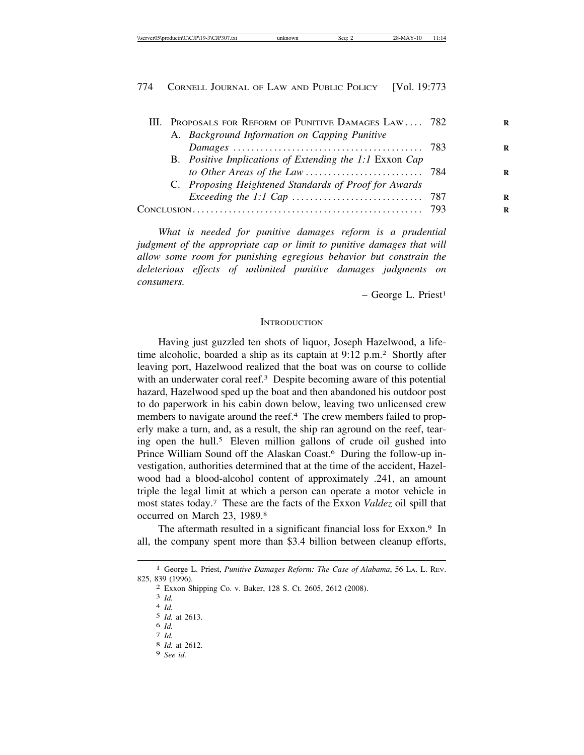III. PROPOSALS FOR REFORM OF PUNITIVE DAMAGES LAW .... 782
  A. *Background Information on Capping Punitive Damages* .......................................... 783
  B. *Positive Implications of Extending the 1:1* Exxon *Cap to Other Areas of the Law* .......................... 784
  C. *Proposing Heightened Standards of Proof for Awards Exceeding the 1:1 Cap* ............................ 787

CONCLUSION.................................................. 793

*What is needed for punitive damages reform is a prudential judgment of the appropriate cap or limit to punitive damages that will allow some room for punishing egregious behavior but constrain the deleterious effects of unlimited punitive damages judgments on consumers.*

– George L. Priest[1]

## INTRODUCTION

Having just guzzled ten shots of liquor, Joseph Hazelwood, a lifetime alcoholic, boarded a ship as its captain at 9:12 p.m.[2] Shortly after leaving port, Hazelwood realized that the boat was on course to collide with an underwater coral reef.[3] Despite becoming aware of this potential hazard, Hazelwood sped up the boat and then abandoned his outdoor post to do paperwork in his cabin down below, leaving two unlicensed crew members to navigate around the reef.[4] The crew members failed to properly make a turn, and, as a result, the ship ran aground on the reef, tearing open the hull.[5] Eleven million gallons of crude oil gushed into Prince William Sound off the Alaskan Coast.[6] During the follow-up investigation, authorities determined that at the time of the accident, Hazelwood had a blood-alcohol content of approximately .241, an amount triple the legal limit at which a person can operate a motor vehicle in most states today.[7] These are the facts of the Exxon *Valdez* oil spill that occurred on March 23, 1989.[8]

The aftermath resulted in a significant financial loss for Exxon.[9] In all, the company spent more than $3.4 billion between cleanup efforts,

---

[1] George L. Priest, *Punitive Damages Reform: The Case of Alabama*, 56 LA. L. REV. 825, 839 (1996).

[2] Exxon Shipping Co. v. Baker, 128 S. Ct. 2605, 2612 (2008).

[3] *Id.*

[4] *Id.*

[5] *Id.* at 2613.

[6] *Id.*

[7] *Id.*

[8] *Id.* at 2612.

[9] *See id.*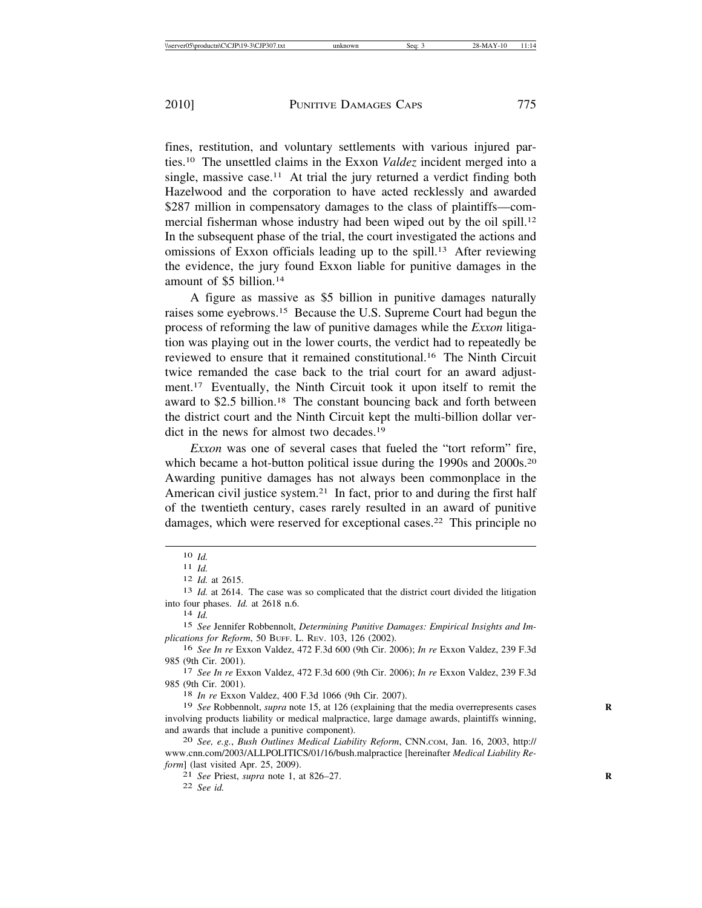fines, restitution, and voluntary settlements with various injured parties.[10] The unsettled claims in the Exxon *Valdez* incident merged into a single, massive case.[11] At trial the jury returned a verdict finding both Hazelwood and the corporation to have acted recklessly and awarded $287 million in compensatory damages to the class of plaintiffs—commercial fisherman whose industry had been wiped out by the oil spill.[12] In the subsequent phase of the trial, the court investigated the actions and omissions of Exxon officials leading up to the spill.[13] After reviewing the evidence, the jury found Exxon liable for punitive damages in the amount of $5 billion.[14]

A figure as massive as $5 billion in punitive damages naturally raises some eyebrows.[15] Because the U.S. Supreme Court had begun the process of reforming the law of punitive damages while the *Exxon* litigation was playing out in the lower courts, the verdict had to repeatedly be reviewed to ensure that it remained constitutional.[16] The Ninth Circuit twice remanded the case back to the trial court for an award adjustment.[17] Eventually, the Ninth Circuit took it upon itself to remit the award to $2.5 billion.[18] The constant bouncing back and forth between the district court and the Ninth Circuit kept the multi-billion dollar verdict in the news for almost two decades.[19]

*Exxon* was one of several cases that fueled the "tort reform" fire, which became a hot-button political issue during the 1990s and 2000s.[20] Awarding punitive damages has not always been commonplace in the American civil justice system.[21] In fact, prior to and during the first half of the twentieth century, cases rarely resulted in an award of punitive damages, which were reserved for exceptional cases.[22] This principle no

---

[10] *Id.*

[11] *Id.*

[12] *Id.* at 2615.

[13] *Id.* at 2614. The case was so complicated that the district court divided the litigation into four phases. *Id.* at 2618 n.6.

[14] *Id.*

[15] *See* Jennifer Robbennolt, *Determining Punitive Damages: Empirical Insights and Implications for Reform*, 50 BUFF. L. REV. 103, 126 (2002).

[16] *See In re* Exxon Valdez, 472 F.3d 600 (9th Cir. 2006); *In re* Exxon Valdez, 239 F.3d 985 (9th Cir. 2001).

[17] *See In re* Exxon Valdez, 472 F.3d 600 (9th Cir. 2006); *In re* Exxon Valdez, 239 F.3d 985 (9th Cir. 2001).

[18] *In re* Exxon Valdez, 400 F.3d 1066 (9th Cir. 2007).

[19] *See* Robbennolt, *supra* note 15, at 126 (explaining that the media overrepresents cases involving products liability or medical malpractice, large damage awards, plaintiffs winning, and awards that include a punitive component).

[20] *See, e.g.*, *Bush Outlines Medical Liability Reform*, CNN.COM, Jan. 16, 2003, http://www.cnn.com/2003/ALLPOLITICS/01/16/bush.malpractice [hereinafter *Medical Liability Reform*] (last visited Apr. 25, 2009).

[21] *See* Priest, *supra* note 1, at 826–27.

[22] *See id.*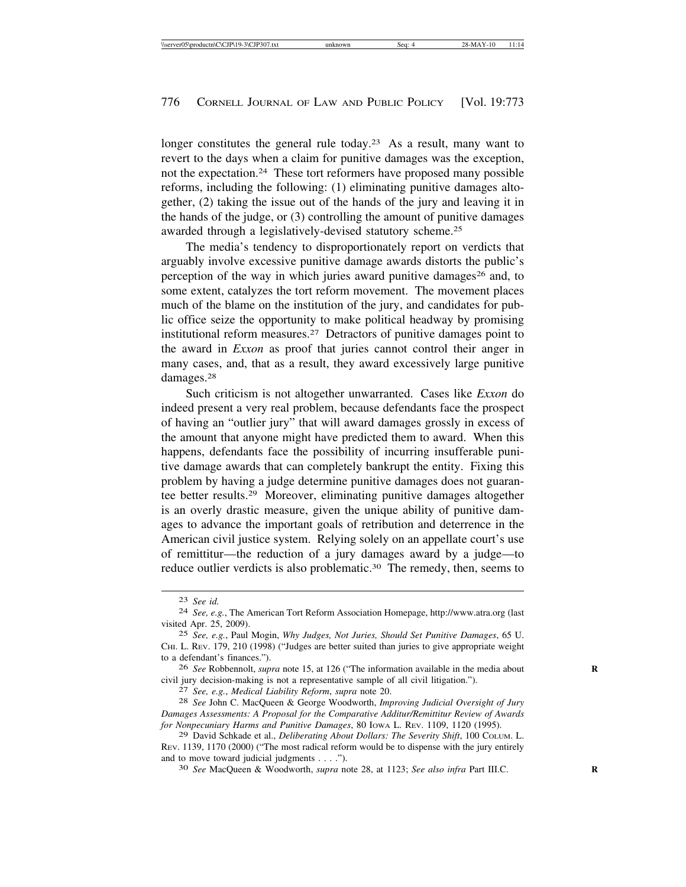longer constitutes the general rule today.[23] As a result, many want to revert to the days when a claim for punitive damages was the exception, not the expectation.[24] These tort reformers have proposed many possible reforms, including the following: (1) eliminating punitive damages altogether, (2) taking the issue out of the hands of the jury and leaving it in the hands of the judge, or (3) controlling the amount of punitive damages awarded through a legislatively-devised statutory scheme.[25]

The media's tendency to disproportionately report on verdicts that arguably involve excessive punitive damage awards distorts the public's perception of the way in which juries award punitive damages[26] and, to some extent, catalyzes the tort reform movement. The movement places much of the blame on the institution of the jury, and candidates for public office seize the opportunity to make political headway by promising institutional reform measures.[27] Detractors of punitive damages point to the award in *Exxon* as proof that juries cannot control their anger in many cases, and, that as a result, they award excessively large punitive damages.[28]

Such criticism is not altogether unwarranted. Cases like *Exxon* do indeed present a very real problem, because defendants face the prospect of having an "outlier jury" that will award damages grossly in excess of the amount that anyone might have predicted them to award. When this happens, defendants face the possibility of incurring insufferable punitive damage awards that can completely bankrupt the entity. Fixing this problem by having a judge determine punitive damages does not guarantee better results.[29] Moreover, eliminating punitive damages altogether is an overly drastic measure, given the unique ability of punitive damages to advance the important goals of retribution and deterrence in the American civil justice system. Relying solely on an appellate court's use of remittitur—the reduction of a jury damages award by a judge—to reduce outlier verdicts is also problematic.[30] The remedy, then, seems to

---

23 *See id.*

24 *See, e.g.*, The American Tort Reform Association Homepage, http://www.atra.org (last visited Apr. 25, 2009).

25 *See, e.g.*, Paul Mogin, *Why Judges, Not Juries, Should Set Punitive Damages*, 65 U. Chi. L. Rev. 179, 210 (1998) ("Judges are better suited than juries to give appropriate weight to a defendant's finances.").

26 *See* Robbennolt, *supra* note 15, at 126 ("The information available in the media about civil jury decision-making is not a representative sample of all civil litigation.").

27 *See, e.g.*, *Medical Liability Reform*, *supra* note 20.

28 *See* John C. MacQueen & George Woodworth, *Improving Judicial Oversight of Jury Damages Assessments: A Proposal for the Comparative Additur/Remittitur Review of Awards for Nonpecuniary Harms and Punitive Damages*, 80 Iowa L. Rev. 1109, 1120 (1995).

29 David Schkade et al., *Deliberating About Dollars: The Severity Shift*, 100 Colum. L. Rev. 1139, 1170 (2000) ("The most radical reform would be to dispense with the jury entirely and to move toward judicial judgments . . . .").

30 *See* MacQueen & Woodworth, *supra* note 28, at 1123; *See also infra* Part III.C.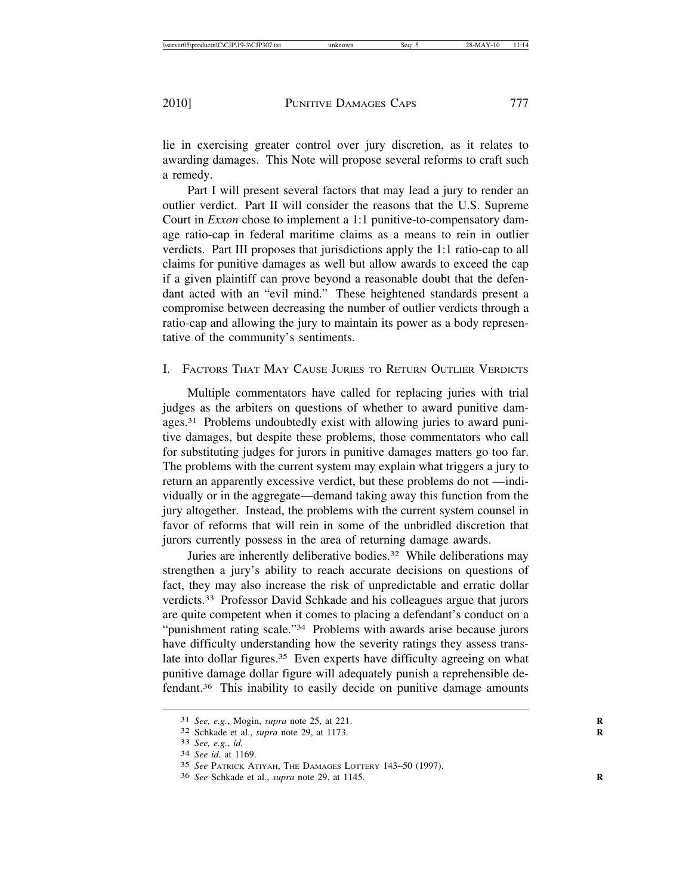lie in exercising greater control over jury discretion, as it relates to awarding damages. This Note will propose several reforms to craft such a remedy.

Part I will present several factors that may lead a jury to render an outlier verdict. Part II will consider the reasons that the U.S. Supreme Court in *Exxon* chose to implement a 1:1 punitive-to-compensatory damage ratio-cap in federal maritime claims as a means to rein in outlier verdicts. Part III proposes that jurisdictions apply the 1:1 ratio-cap to all claims for punitive damages as well but allow awards to exceed the cap if a given plaintiff can prove beyond a reasonable doubt that the defendant acted with an "evil mind." These heightened standards present a compromise between decreasing the number of outlier verdicts through a ratio-cap and allowing the jury to maintain its power as a body representative of the community's sentiments.

## I. Factors That May Cause Juries to Return Outlier Verdicts

Multiple commentators have called for replacing juries with trial judges as the arbiters on questions of whether to award punitive damages.[31] Problems undoubtedly exist with allowing juries to award punitive damages, but despite these problems, those commentators who call for substituting judges for jurors in punitive damages matters go too far. The problems with the current system may explain what triggers a jury to return an apparently excessive verdict, but these problems do not —individually or in the aggregate—demand taking away this function from the jury altogether. Instead, the problems with the current system counsel in favor of reforms that will rein in some of the unbridled discretion that jurors currently possess in the area of returning damage awards.

Juries are inherently deliberative bodies.[32] While deliberations may strengthen a jury's ability to reach accurate decisions on questions of fact, they may also increase the risk of unpredictable and erratic dollar verdicts.[33] Professor David Schkade and his colleagues argue that jurors are quite competent when it comes to placing a defendant's conduct on a "punishment rating scale."[34] Problems with awards arise because jurors have difficulty understanding how the severity ratings they assess translate into dollar figures.[35] Even experts have difficulty agreeing on what punitive damage dollar figure will adequately punish a reprehensible defendant.[36] This inability to easily decide on punitive damage amounts

---

[31] *See, e.g.*, Mogin, *supra* note 25, at 221.

[32] Schkade et al., *supra* note 29, at 1173.

[33] *See, e.g.*, *id.*

[34] *See id.* at 1169.

[35] *See* Patrick Atiyah, The Damages Lottery 143–50 (1997).

[36] *See* Schkade et al., *supra* note 29, at 1145.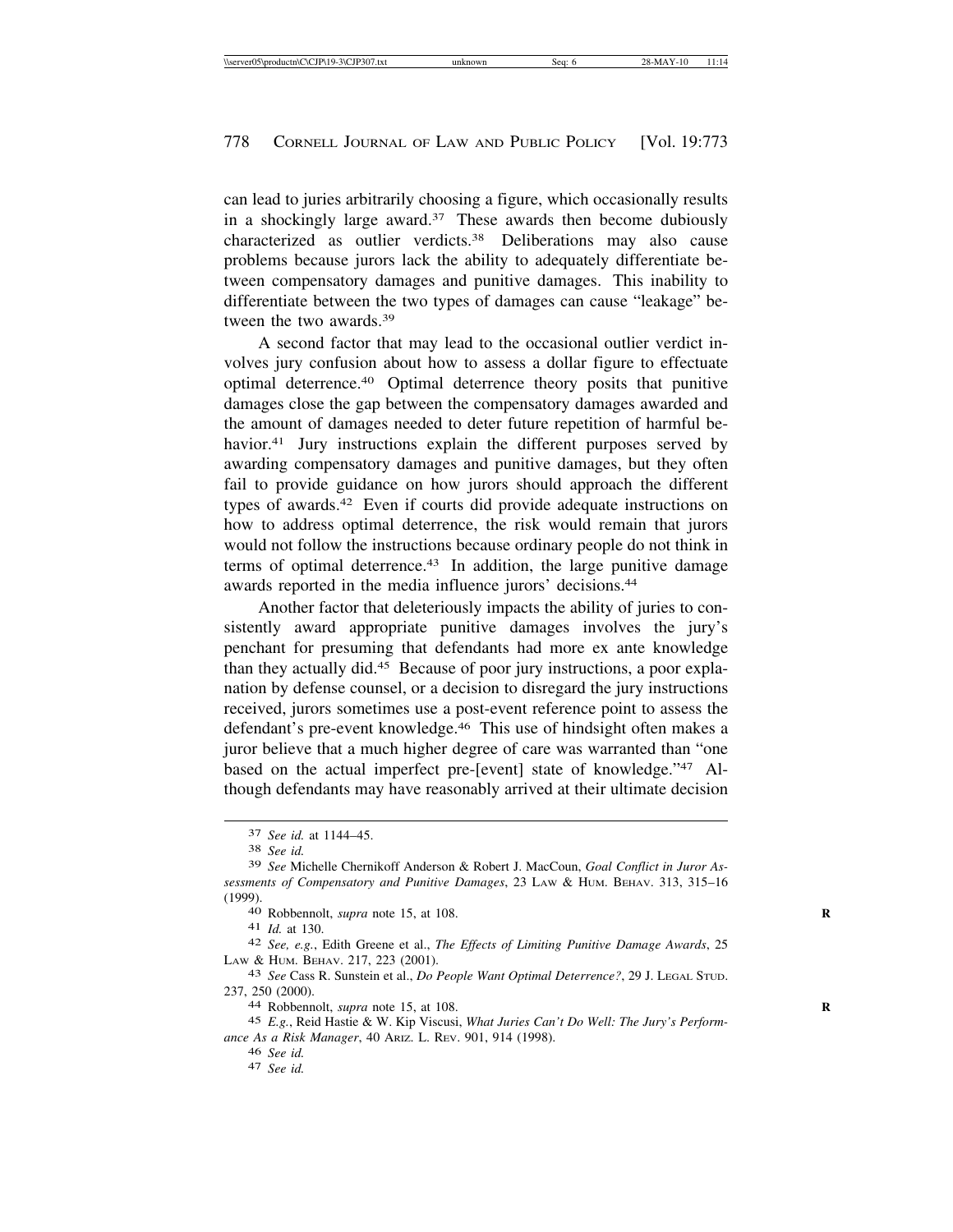can lead to juries arbitrarily choosing a figure, which occasionally results in a shockingly large award.[37] These awards then become dubiously characterized as outlier verdicts.[38] Deliberations may also cause problems because jurors lack the ability to adequately differentiate between compensatory damages and punitive damages. This inability to differentiate between the two types of damages can cause "leakage" between the two awards.[39]

A second factor that may lead to the occasional outlier verdict involves jury confusion about how to assess a dollar figure to effectuate optimal deterrence.[40] Optimal deterrence theory posits that punitive damages close the gap between the compensatory damages awarded and the amount of damages needed to deter future repetition of harmful behavior.[41] Jury instructions explain the different purposes served by awarding compensatory damages and punitive damages, but they often fail to provide guidance on how jurors should approach the different types of awards.[42] Even if courts did provide adequate instructions on how to address optimal deterrence, the risk would remain that jurors would not follow the instructions because ordinary people do not think in terms of optimal deterrence.[43] In addition, the large punitive damage awards reported in the media influence jurors' decisions.[44]

Another factor that deleteriously impacts the ability of juries to consistently award appropriate punitive damages involves the jury's penchant for presuming that defendants had more ex ante knowledge than they actually did.[45] Because of poor jury instructions, a poor explanation by defense counsel, or a decision to disregard the jury instructions received, jurors sometimes use a post-event reference point to assess the defendant's pre-event knowledge.[46] This use of hindsight often makes a juror believe that a much higher degree of care was warranted than "one based on the actual imperfect pre-[event] state of knowledge."[47] Although defendants may have reasonably arrived at their ultimate decision

---

[37] *See id.* at 1144–45.

[38] *See id.*

[39] *See* Michelle Chernikoff Anderson & Robert J. MacCoun, *Goal Conflict in Juror Assessments of Compensatory and Punitive Damages*, 23 LAW & HUM. BEHAV. 313, 315–16 (1999).

[40] Robbennolt, *supra* note 15, at 108.

[41] *Id.* at 130.

[42] *See, e.g.*, Edith Greene et al., *The Effects of Limiting Punitive Damage Awards*, 25 LAW & HUM. BEHAV. 217, 223 (2001).

[43] *See* Cass R. Sunstein et al., *Do People Want Optimal Deterrence?*, 29 J. LEGAL STUD. 237, 250 (2000).

[44] Robbennolt, *supra* note 15, at 108.

[45] *E.g.*, Reid Hastie & W. Kip Viscusi, *What Juries Can't Do Well: The Jury's Performance As a Risk Manager*, 40 ARIZ. L. REV. 901, 914 (1998).

[46] *See id.*

[47] *See id.*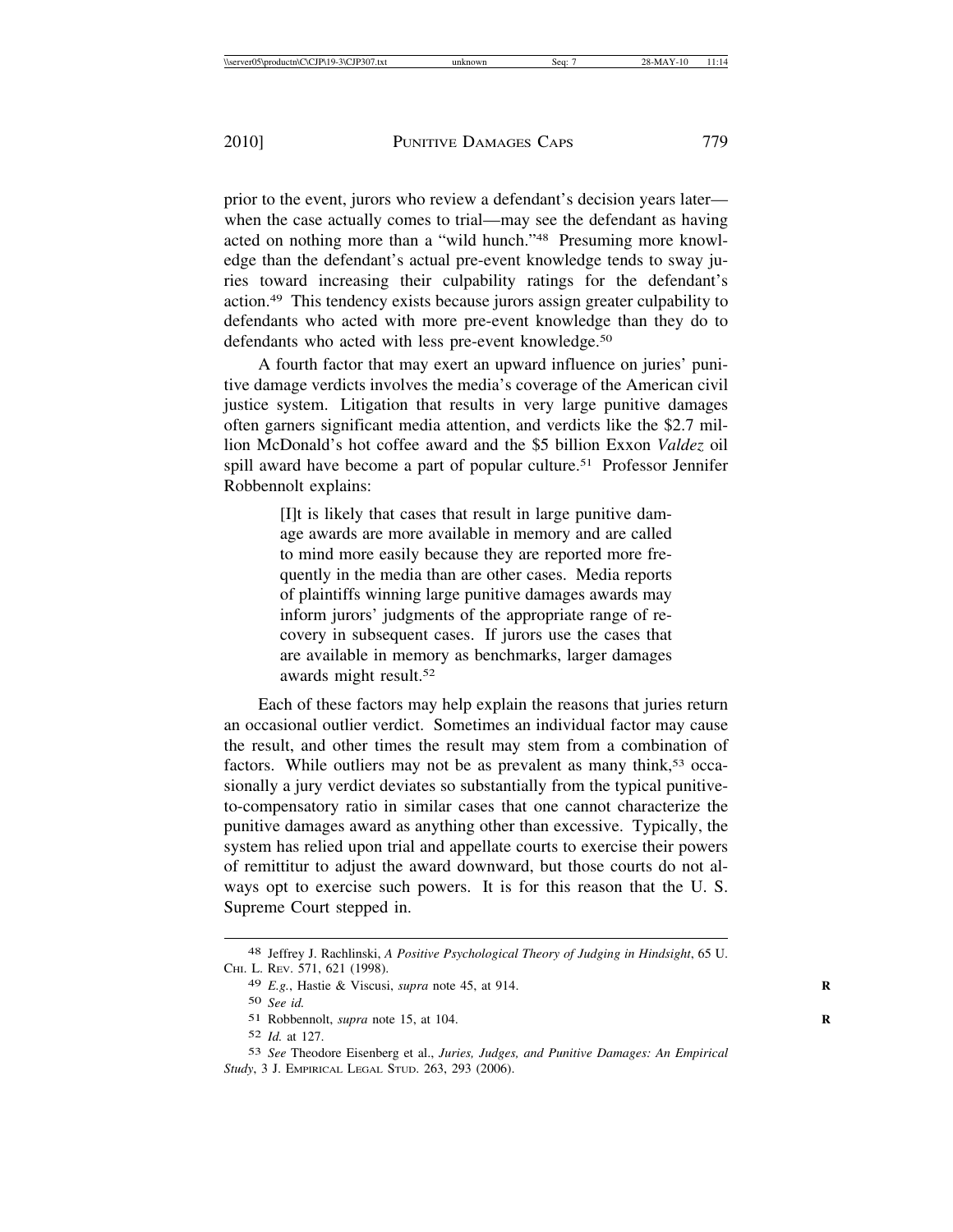prior to the event, jurors who review a defendant's decision years later—when the case actually comes to trial—may see the defendant as having acted on nothing more than a "wild hunch."[48] Presuming more knowledge than the defendant's actual pre-event knowledge tends to sway juries toward increasing their culpability ratings for the defendant's action.[49] This tendency exists because jurors assign greater culpability to defendants who acted with more pre-event knowledge than they do to defendants who acted with less pre-event knowledge.[50]

A fourth factor that may exert an upward influence on juries' punitive damage verdicts involves the media's coverage of the American civil justice system. Litigation that results in very large punitive damages often garners significant media attention, and verdicts like the $2.7 million McDonald's hot coffee award and the $5 billion Exxon *Valdez* oil spill award have become a part of popular culture.[51] Professor Jennifer Robbennolt explains:

> [I]t is likely that cases that result in large punitive damage awards are more available in memory and are called to mind more easily because they are reported more frequently in the media than are other cases. Media reports of plaintiffs winning large punitive damages awards may inform jurors' judgments of the appropriate range of recovery in subsequent cases. If jurors use the cases that are available in memory as benchmarks, larger damages awards might result.[52]

Each of these factors may help explain the reasons that juries return an occasional outlier verdict. Sometimes an individual factor may cause the result, and other times the result may stem from a combination of factors. While outliers may not be as prevalent as many think,[53] occasionally a jury verdict deviates so substantially from the typical punitive-to-compensatory ratio in similar cases that one cannot characterize the punitive damages award as anything other than excessive. Typically, the system has relied upon trial and appellate courts to exercise their powers of remittitur to adjust the award downward, but those courts do not always opt to exercise such powers. It is for this reason that the U. S. Supreme Court stepped in.

---

48 Jeffrey J. Rachlinski, *A Positive Psychological Theory of Judging in Hindsight*, 65 U. CHI. L. REV. 571, 621 (1998).

49 *E.g.*, Hastie & Viscusi, *supra* note 45, at 914.

50 *See id.*

51 Robbennolt, *supra* note 15, at 104.

52 *Id.* at 127.

53 *See* Theodore Eisenberg et al., *Juries, Judges, and Punitive Damages: An Empirical Study*, 3 J. EMPIRICAL LEGAL STUD. 263, 293 (2006).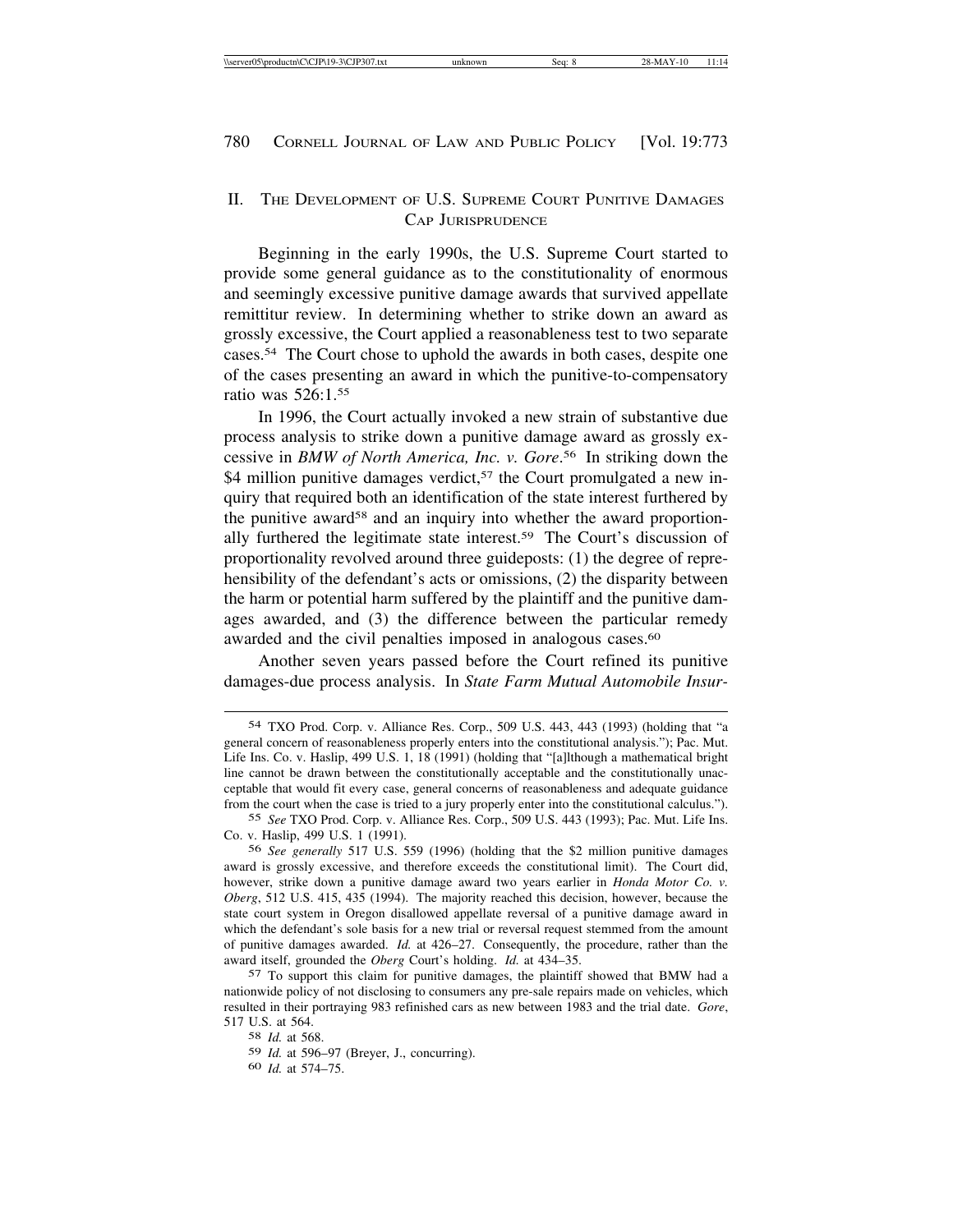## II. THE DEVELOPMENT OF U.S. SUPREME COURT PUNITIVE DAMAGES CAP JURISPRUDENCE

Beginning in the early 1990s, the U.S. Supreme Court started to provide some general guidance as to the constitutionality of enormous and seemingly excessive punitive damage awards that survived appellate remittitur review. In determining whether to strike down an award as grossly excessive, the Court applied a reasonableness test to two separate cases.[54] The Court chose to uphold the awards in both cases, despite one of the cases presenting an award in which the punitive-to-compensatory ratio was 526:1.[55]

In 1996, the Court actually invoked a new strain of substantive due process analysis to strike down a punitive damage award as grossly excessive in *BMW of North America, Inc. v. Gore*.[56] In striking down the \$4 million punitive damages verdict,[57] the Court promulgated a new inquiry that required both an identification of the state interest furthered by the punitive award[58] and an inquiry into whether the award proportionally furthered the legitimate state interest.[59] The Court's discussion of proportionality revolved around three guideposts: (1) the degree of reprehensibility of the defendant's acts or omissions, (2) the disparity between the harm or potential harm suffered by the plaintiff and the punitive damages awarded, and (3) the difference between the particular remedy awarded and the civil penalties imposed in analogous cases.[60]

Another seven years passed before the Court refined its punitive damages-due process analysis. In *State Farm Mutual Automobile Insur-*

---

[54] TXO Prod. Corp. v. Alliance Res. Corp., 509 U.S. 443, 443 (1993) (holding that "a general concern of reasonableness properly enters into the constitutional analysis."); Pac. Mut. Life Ins. Co. v. Haslip, 499 U.S. 1, 18 (1991) (holding that "[a]lthough a mathematical bright line cannot be drawn between the constitutionally acceptable and the constitutionally unacceptable that would fit every case, general concerns of reasonableness and adequate guidance from the court when the case is tried to a jury properly enter into the constitutional calculus.").

[55] *See* TXO Prod. Corp. v. Alliance Res. Corp., 509 U.S. 443 (1993); Pac. Mut. Life Ins. Co. v. Haslip, 499 U.S. 1 (1991).

[56] *See generally* 517 U.S. 559 (1996) (holding that the \$2 million punitive damages award is grossly excessive, and therefore exceeds the constitutional limit). The Court did, however, strike down a punitive damage award two years earlier in *Honda Motor Co. v. Oberg*, 512 U.S. 415, 435 (1994). The majority reached this decision, however, because the state court system in Oregon disallowed appellate reversal of a punitive damage award in which the defendant's sole basis for a new trial or reversal request stemmed from the amount of punitive damages awarded. *Id.* at 426–27. Consequently, the procedure, rather than the award itself, grounded the *Oberg* Court's holding. *Id.* at 434–35.

[57] To support this claim for punitive damages, the plaintiff showed that BMW had a nationwide policy of not disclosing to consumers any pre-sale repairs made on vehicles, which resulted in their portraying 983 refinished cars as new between 1983 and the trial date. *Gore*, 517 U.S. at 564.

[58] *Id.* at 568.

[59] *Id.* at 596–97 (Breyer, J., concurring).

[60] *Id.* at 574–75.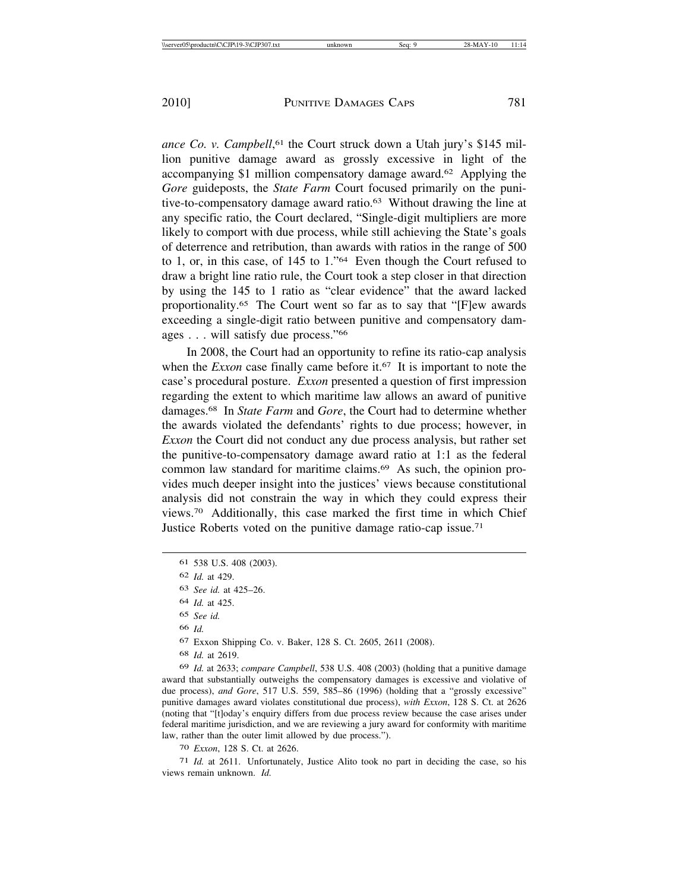*ance Co. v. Campbell*,[61] the Court struck down a Utah jury's $145 million punitive damage award as grossly excessive in light of the accompanying $1 million compensatory damage award.[62] Applying the *Gore* guideposts, the *State Farm* Court focused primarily on the punitive-to-compensatory damage award ratio.[63] Without drawing the line at any specific ratio, the Court declared, "Single-digit multipliers are more likely to comport with due process, while still achieving the State's goals of deterrence and retribution, than awards with ratios in the range of 500 to 1, or, in this case, of 145 to 1."[64] Even though the Court refused to draw a bright line ratio rule, the Court took a step closer in that direction by using the 145 to 1 ratio as "clear evidence" that the award lacked proportionality.[65] The Court went so far as to say that "[F]ew awards exceeding a single-digit ratio between punitive and compensatory damages . . . will satisfy due process."[66]

In 2008, the Court had an opportunity to refine its ratio-cap analysis when the *Exxon* case finally came before it.[67] It is important to note the case's procedural posture. *Exxon* presented a question of first impression regarding the extent to which maritime law allows an award of punitive damages.[68] In *State Farm* and *Gore*, the Court had to determine whether the awards violated the defendants' rights to due process; however, in *Exxon* the Court did not conduct any due process analysis, but rather set the punitive-to-compensatory damage award ratio at 1:1 as the federal common law standard for maritime claims.[69] As such, the opinion provides much deeper insight into the justices' views because constitutional analysis did not constrain the way in which they could express their views.[70] Additionally, this case marked the first time in which Chief Justice Roberts voted on the punitive damage ratio-cap issue.[71]

---

61 538 U.S. 408 (2003).

62 *Id.* at 429.

63 *See id.* at 425–26.

64 *Id.* at 425.

65 *See id.*

66 *Id.*

67 Exxon Shipping Co. v. Baker, 128 S. Ct. 2605, 2611 (2008).

68 *Id.* at 2619.

69 *Id.* at 2633; *compare Campbell*, 538 U.S. 408 (2003) (holding that a punitive damage award that substantially outweighs the compensatory damages is excessive and violative of due process), *and Gore*, 517 U.S. 559, 585–86 (1996) (holding that a "grossly excessive" punitive damages award violates constitutional due process), *with Exxon*, 128 S. Ct. at 2626 (noting that "[t]oday's enquiry differs from due process review because the case arises under federal maritime jurisdiction, and we are reviewing a jury award for conformity with maritime law, rather than the outer limit allowed by due process.").

70 *Exxon*, 128 S. Ct. at 2626.

71 *Id.* at 2611. Unfortunately, Justice Alito took no part in deciding the case, so his views remain unknown. *Id.*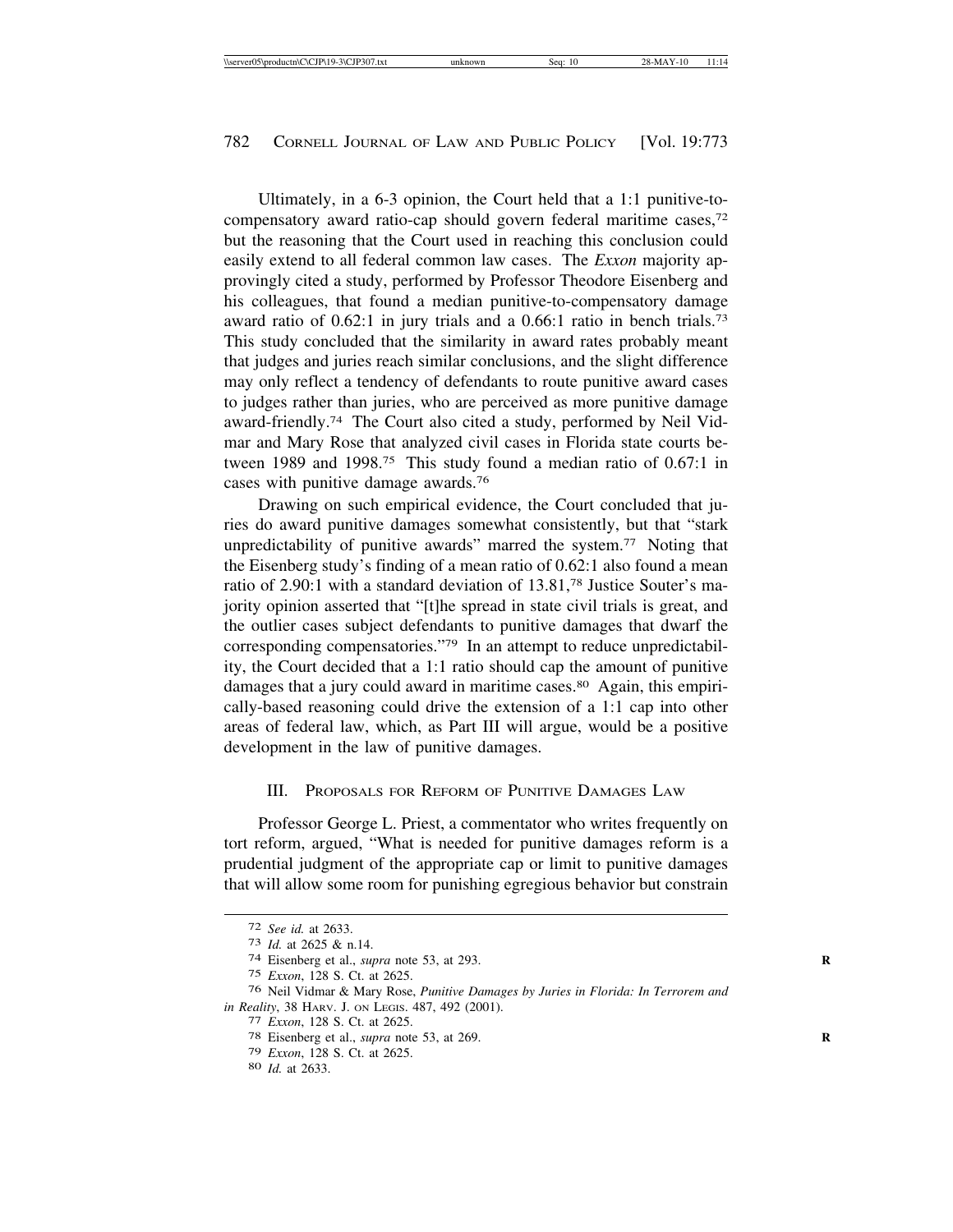Ultimately, in a 6-3 opinion, the Court held that a 1:1 punitive-to-compensatory award ratio-cap should govern federal maritime cases,[72] but the reasoning that the Court used in reaching this conclusion could easily extend to all federal common law cases. The *Exxon* majority approvingly cited a study, performed by Professor Theodore Eisenberg and his colleagues, that found a median punitive-to-compensatory damage award ratio of 0.62:1 in jury trials and a 0.66:1 ratio in bench trials.[73] This study concluded that the similarity in award rates probably meant that judges and juries reach similar conclusions, and the slight difference may only reflect a tendency of defendants to route punitive award cases to judges rather than juries, who are perceived as more punitive damage award-friendly.[74] The Court also cited a study, performed by Neil Vidmar and Mary Rose that analyzed civil cases in Florida state courts between 1989 and 1998.[75] This study found a median ratio of 0.67:1 in cases with punitive damage awards.[76]

Drawing on such empirical evidence, the Court concluded that juries do award punitive damages somewhat consistently, but that "stark unpredictability of punitive awards" marred the system.[77] Noting that the Eisenberg study's finding of a mean ratio of 0.62:1 also found a mean ratio of 2.90:1 with a standard deviation of 13.81,[78] Justice Souter's majority opinion asserted that "[t]he spread in state civil trials is great, and the outlier cases subject defendants to punitive damages that dwarf the corresponding compensatories."[79] In an attempt to reduce unpredictability, the Court decided that a 1:1 ratio should cap the amount of punitive damages that a jury could award in maritime cases.[80] Again, this empirically-based reasoning could drive the extension of a 1:1 cap into other areas of federal law, which, as Part III will argue, would be a positive development in the law of punitive damages.

## III. Proposals for Reform of Punitive Damages Law

Professor George L. Priest, a commentator who writes frequently on tort reform, argued, "What is needed for punitive damages reform is a prudential judgment of the appropriate cap or limit to punitive damages that will allow some room for punishing egregious behavior but constrain

---

72 *See id.* at 2633.

73 *Id.* at 2625 & n.14.

74 Eisenberg et al., *supra* note 53, at 293.

75 *Exxon*, 128 S. Ct. at 2625.

76 Neil Vidmar & Mary Rose, *Punitive Damages by Juries in Florida: In Terrorem and in Reality*, 38 Harv. J. on Legis. 487, 492 (2001).

77 *Exxon*, 128 S. Ct. at 2625.

78 Eisenberg et al., *supra* note 53, at 269.

79 *Exxon*, 128 S. Ct. at 2625.

80 *Id.* at 2633.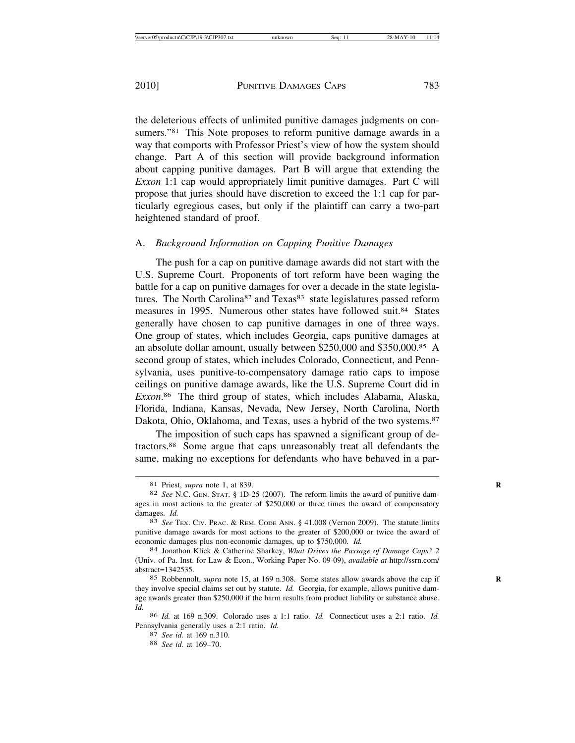the deleterious effects of unlimited punitive damages judgments on consumers."[81] This Note proposes to reform punitive damage awards in a way that comports with Professor Priest's view of how the system should change. Part A of this section will provide background information about capping punitive damages. Part B will argue that extending the *Exxon* 1:1 cap would appropriately limit punitive damages. Part C will propose that juries should have discretion to exceed the 1:1 cap for particularly egregious cases, but only if the plaintiff can carry a two-part heightened standard of proof.

## A. *Background Information on Capping Punitive Damages*

The push for a cap on punitive damage awards did not start with the U.S. Supreme Court. Proponents of tort reform have been waging the battle for a cap on punitive damages for over a decade in the state legislatures. The North Carolina[82] and Texas[83] state legislatures passed reform measures in 1995. Numerous other states have followed suit.[84] States generally have chosen to cap punitive damages in one of three ways. One group of states, which includes Georgia, caps punitive damages at an absolute dollar amount, usually between $250,000 and $350,000.[85] A second group of states, which includes Colorado, Connecticut, and Pennsylvania, uses punitive-to-compensatory damage ratio caps to impose ceilings on punitive damage awards, like the U.S. Supreme Court did in *Exxon*.[86] The third group of states, which includes Alabama, Alaska, Florida, Indiana, Kansas, Nevada, New Jersey, North Carolina, North Dakota, Ohio, Oklahoma, and Texas, uses a hybrid of the two systems.[87]

The imposition of such caps has spawned a significant group of detractors.[88] Some argue that caps unreasonably treat all defendants the same, making no exceptions for defendants who have behaved in a par-

---

81 Priest, *supra* note 1, at 839.

82 *See* N.C. GEN. STAT. § 1D-25 (2007). The reform limits the award of punitive damages in most actions to the greater of $250,000 or three times the award of compensatory damages. *Id.*

83 *See* TEX. CIV. PRAC. & REM. CODE ANN. § 41.008 (Vernon 2009). The statute limits punitive damage awards for most actions to the greater of $200,000 or twice the award of economic damages plus non-economic damages, up to $750,000. *Id.*

84 Jonathon Klick & Catherine Sharkey, *What Drives the Passage of Damage Caps?* 2 (Univ. of Pa. Inst. for Law & Econ., Working Paper No. 09-09), *available at* http://ssrn.com/abstract=1342535.

85 Robbennolt, *supra* note 15, at 169 n.308. Some states allow awards above the cap if they involve special claims set out by statute. *Id.* Georgia, for example, allows punitive damage awards greater than $250,000 if the harm results from product liability or substance abuse. *Id.*

86 *Id.* at 169 n.309. Colorado uses a 1:1 ratio. *Id.* Connecticut uses a 2:1 ratio. *Id.* Pennsylvania generally uses a 2:1 ratio. *Id.*

87 *See id.* at 169 n.310.

88 *See id.* at 169–70.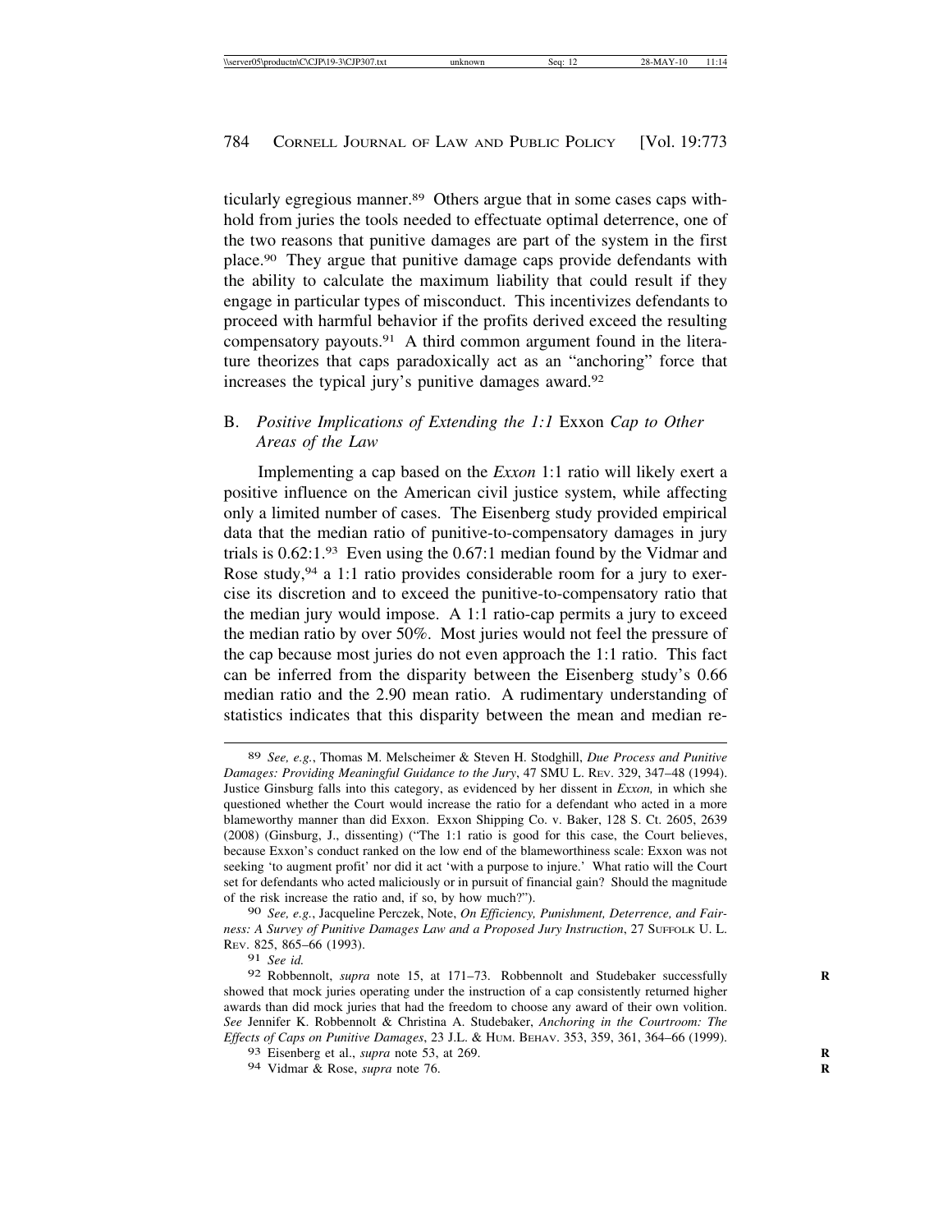ticularly egregious manner.[89] Others argue that in some cases caps withhold from juries the tools needed to effectuate optimal deterrence, one of the two reasons that punitive damages are part of the system in the first place.[90] They argue that punitive damage caps provide defendants with the ability to calculate the maximum liability that could result if they engage in particular types of misconduct. This incentivizes defendants to proceed with harmful behavior if the profits derived exceed the resulting compensatory payouts.[91] A third common argument found in the literature theorizes that caps paradoxically act as an "anchoring" force that increases the typical jury's punitive damages award.[92]

## B. *Positive Implications of Extending the 1:1* Exxon *Cap to Other Areas of the Law*

Implementing a cap based on the *Exxon* 1:1 ratio will likely exert a positive influence on the American civil justice system, while affecting only a limited number of cases. The Eisenberg study provided empirical data that the median ratio of punitive-to-compensatory damages in jury trials is 0.62:1.[93] Even using the 0.67:1 median found by the Vidmar and Rose study,[94] a 1:1 ratio provides considerable room for a jury to exercise its discretion and to exceed the punitive-to-compensatory ratio that the median jury would impose. A 1:1 ratio-cap permits a jury to exceed the median ratio by over 50%. Most juries would not feel the pressure of the cap because most juries do not even approach the 1:1 ratio. This fact can be inferred from the disparity between the Eisenberg study's 0.66 median ratio and the 2.90 mean ratio. A rudimentary understanding of statistics indicates that this disparity between the mean and median re-

---

[89] *See, e.g.*, Thomas M. Melscheimer & Steven H. Stodghill, *Due Process and Punitive Damages: Providing Meaningful Guidance to the Jury*, 47 SMU L. REV. 329, 347–48 (1994). Justice Ginsburg falls into this category, as evidenced by her dissent in *Exxon,* in which she questioned whether the Court would increase the ratio for a defendant who acted in a more blameworthy manner than did Exxon. Exxon Shipping Co. v. Baker, 128 S. Ct. 2605, 2639 (2008) (Ginsburg, J., dissenting) ("The 1:1 ratio is good for this case, the Court believes, because Exxon's conduct ranked on the low end of the blameworthiness scale: Exxon was not seeking 'to augment profit' nor did it act 'with a purpose to injure.' What ratio will the Court set for defendants who acted maliciously or in pursuit of financial gain? Should the magnitude of the risk increase the ratio and, if so, by how much?").

[90] *See, e.g.*, Jacqueline Perczek, Note, *On Efficiency, Punishment, Deterrence, and Fairness: A Survey of Punitive Damages Law and a Proposed Jury Instruction*, 27 SUFFOLK U. L. REV. 825, 865–66 (1993).

[91] *See id.*

[92] Robbennolt, *supra* note 15, at 171–73. Robbennolt and Studebaker successfully showed that mock juries operating under the instruction of a cap consistently returned higher awards than did mock juries that had the freedom to choose any award of their own volition. *See* Jennifer K. Robbennolt & Christina A. Studebaker, *Anchoring in the Courtroom: The Effects of Caps on Punitive Damages*, 23 J.L. & HUM. BEHAV. 353, 359, 361, 364–66 (1999).

[93] Eisenberg et al., *supra* note 53, at 269.

[94] Vidmar & Rose, *supra* note 76.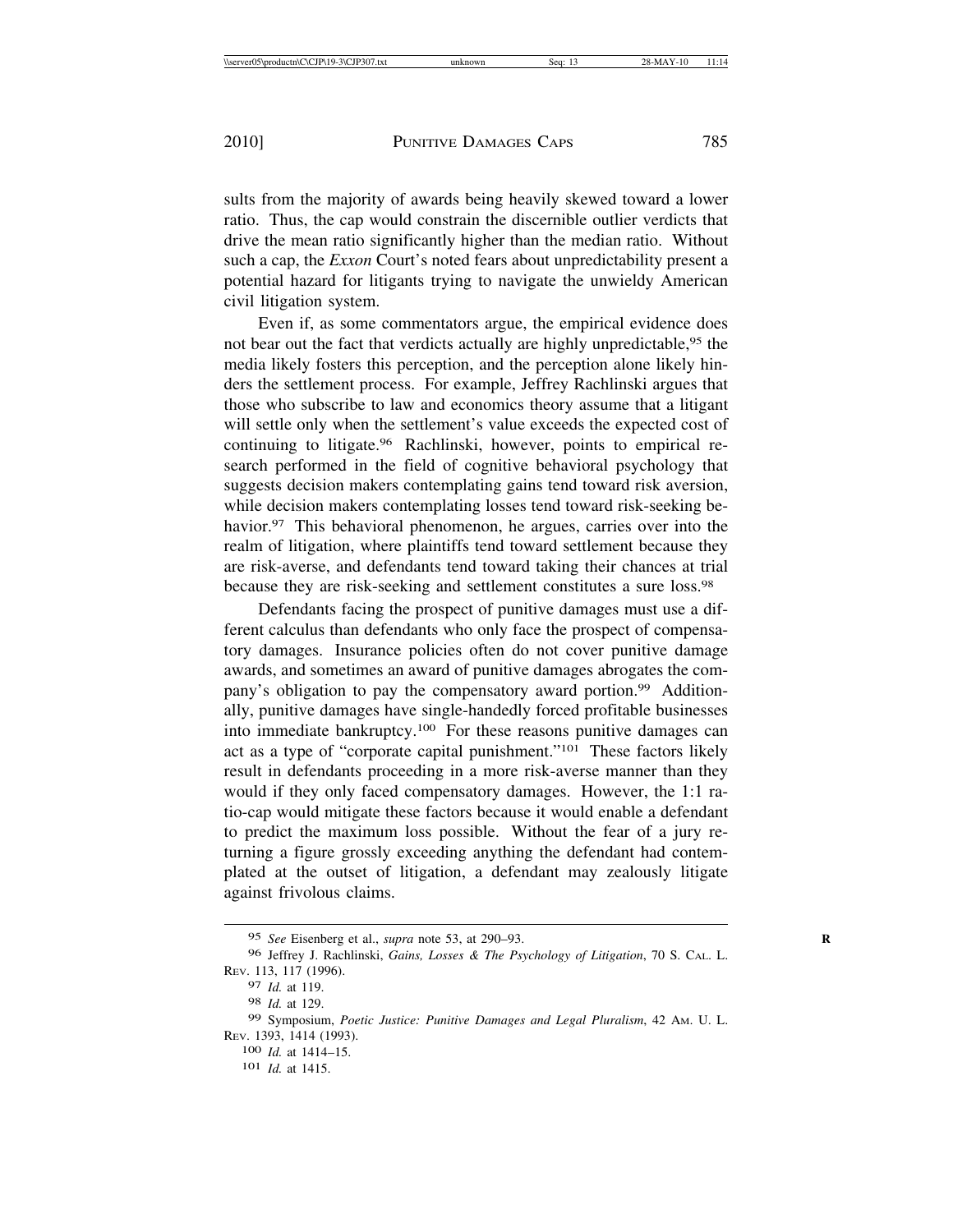sults from the majority of awards being heavily skewed toward a lower ratio. Thus, the cap would constrain the discernible outlier verdicts that drive the mean ratio significantly higher than the median ratio. Without such a cap, the *Exxon* Court's noted fears about unpredictability present a potential hazard for litigants trying to navigate the unwieldy American civil litigation system.

Even if, as some commentators argue, the empirical evidence does not bear out the fact that verdicts actually are highly unpredictable,[95] the media likely fosters this perception, and the perception alone likely hinders the settlement process. For example, Jeffrey Rachlinski argues that those who subscribe to law and economics theory assume that a litigant will settle only when the settlement's value exceeds the expected cost of continuing to litigate.[96] Rachlinski, however, points to empirical research performed in the field of cognitive behavioral psychology that suggests decision makers contemplating gains tend toward risk aversion, while decision makers contemplating losses tend toward risk-seeking behavior.[97] This behavioral phenomenon, he argues, carries over into the realm of litigation, where plaintiffs tend toward settlement because they are risk-averse, and defendants tend toward taking their chances at trial because they are risk-seeking and settlement constitutes a sure loss.[98]

Defendants facing the prospect of punitive damages must use a different calculus than defendants who only face the prospect of compensatory damages. Insurance policies often do not cover punitive damage awards, and sometimes an award of punitive damages abrogates the company's obligation to pay the compensatory award portion.[99] Additionally, punitive damages have single-handedly forced profitable businesses into immediate bankruptcy.[100] For these reasons punitive damages can act as a type of "corporate capital punishment."[101] These factors likely result in defendants proceeding in a more risk-averse manner than they would if they only faced compensatory damages. However, the 1:1 ratio-cap would mitigate these factors because it would enable a defendant to predict the maximum loss possible. Without the fear of a jury returning a figure grossly exceeding anything the defendant had contemplated at the outset of litigation, a defendant may zealously litigate against frivolous claims.

---

[95] *See* Eisenberg et al., *supra* note 53, at 290–93.

[96] Jeffrey J. Rachlinski, *Gains, Losses & The Psychology of Litigation*, 70 S. CAL. L. REV. 113, 117 (1996).

[97] *Id.* at 119.

[98] *Id.* at 129.

[99] Symposium, *Poetic Justice: Punitive Damages and Legal Pluralism*, 42 AM. U. L. REV. 1393, 1414 (1993).

[100] *Id.* at 1414–15.

[101] *Id.* at 1415.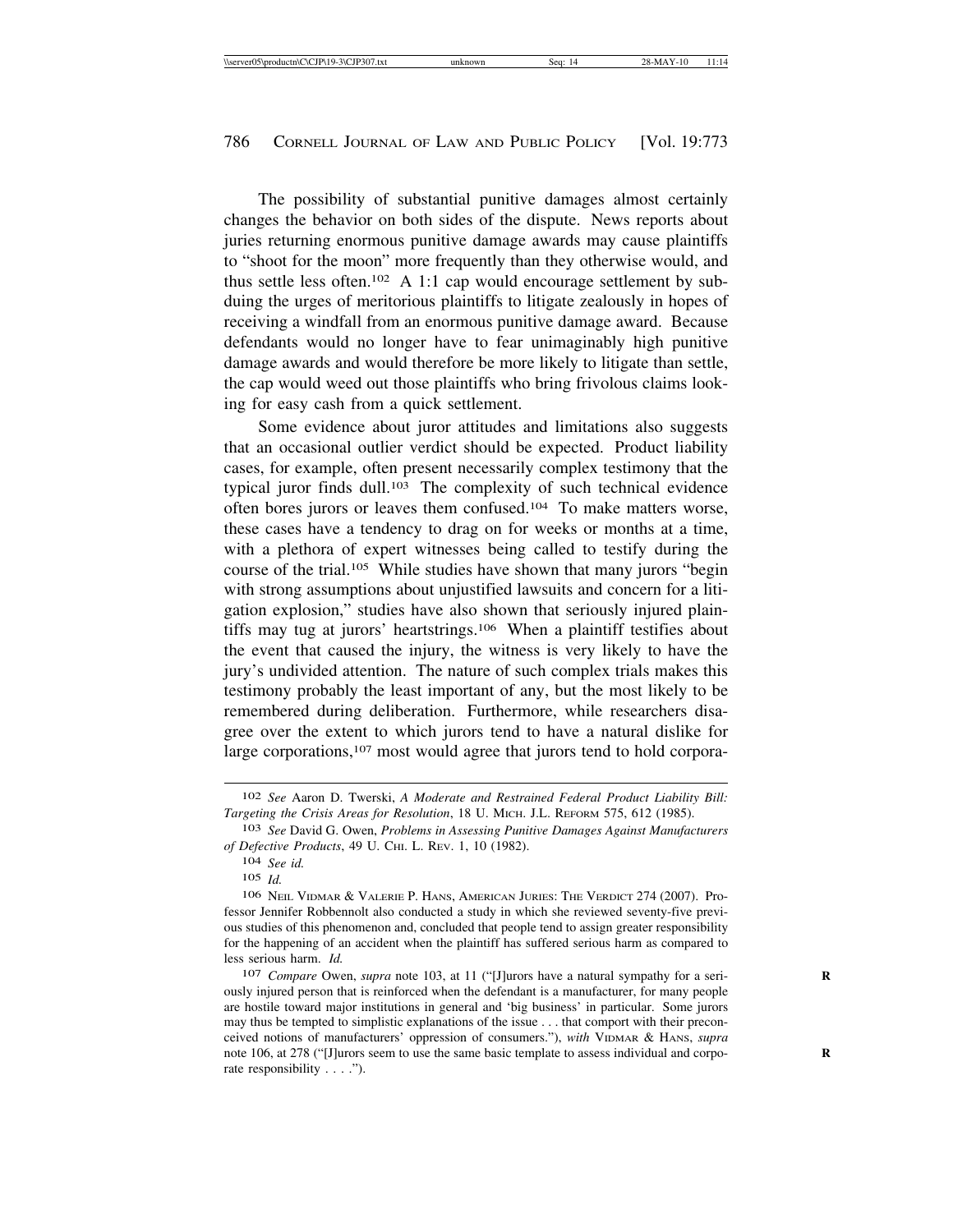The possibility of substantial punitive damages almost certainly changes the behavior on both sides of the dispute. News reports about juries returning enormous punitive damage awards may cause plaintiffs to "shoot for the moon" more frequently than they otherwise would, and thus settle less often.[102] A 1:1 cap would encourage settlement by subduing the urges of meritorious plaintiffs to litigate zealously in hopes of receiving a windfall from an enormous punitive damage award. Because defendants would no longer have to fear unimaginably high punitive damage awards and would therefore be more likely to litigate than settle, the cap would weed out those plaintiffs who bring frivolous claims looking for easy cash from a quick settlement.

Some evidence about juror attitudes and limitations also suggests that an occasional outlier verdict should be expected. Product liability cases, for example, often present necessarily complex testimony that the typical juror finds dull.[103] The complexity of such technical evidence often bores jurors or leaves them confused.[104] To make matters worse, these cases have a tendency to drag on for weeks or months at a time, with a plethora of expert witnesses being called to testify during the course of the trial.[105] While studies have shown that many jurors "begin with strong assumptions about unjustified lawsuits and concern for a litigation explosion," studies have also shown that seriously injured plaintiffs may tug at jurors' heartstrings.[106] When a plaintiff testifies about the event that caused the injury, the witness is very likely to have the jury's undivided attention. The nature of such complex trials makes this testimony probably the least important of any, but the most likely to be remembered during deliberation. Furthermore, while researchers disagree over the extent to which jurors tend to have a natural dislike for large corporations,[107] most would agree that jurors tend to hold corpora-

---

[102] *See* Aaron D. Twerski, *A Moderate and Restrained Federal Product Liability Bill: Targeting the Crisis Areas for Resolution*, 18 U. MICH. J.L. REFORM 575, 612 (1985).

[103] *See* David G. Owen, *Problems in Assessing Punitive Damages Against Manufacturers of Defective Products*, 49 U. CHI. L. REV. 1, 10 (1982).

[104] *See id.*

[105] *Id.*

[106] NEIL VIDMAR & VALERIE P. HANS, AMERICAN JURIES: THE VERDICT 274 (2007). Professor Jennifer Robbennolt also conducted a study in which she reviewed seventy-five previous studies of this phenomenon and, concluded that people tend to assign greater responsibility for the happening of an accident when the plaintiff has suffered serious harm as compared to less serious harm. *Id.*

[107] *Compare* Owen, *supra* note 103, at 11 ("[J]urors have a natural sympathy for a seriously injured person that is reinforced when the defendant is a manufacturer, for many people are hostile toward major institutions in general and 'big business' in particular. Some jurors may thus be tempted to simplistic explanations of the issue . . . that comport with their preconceived notions of manufacturers' oppression of consumers."), *with* VIDMAR & HANS, *supra* note 106, at 278 ("[J]urors seem to use the same basic template to assess individual and corporate responsibility . . . .").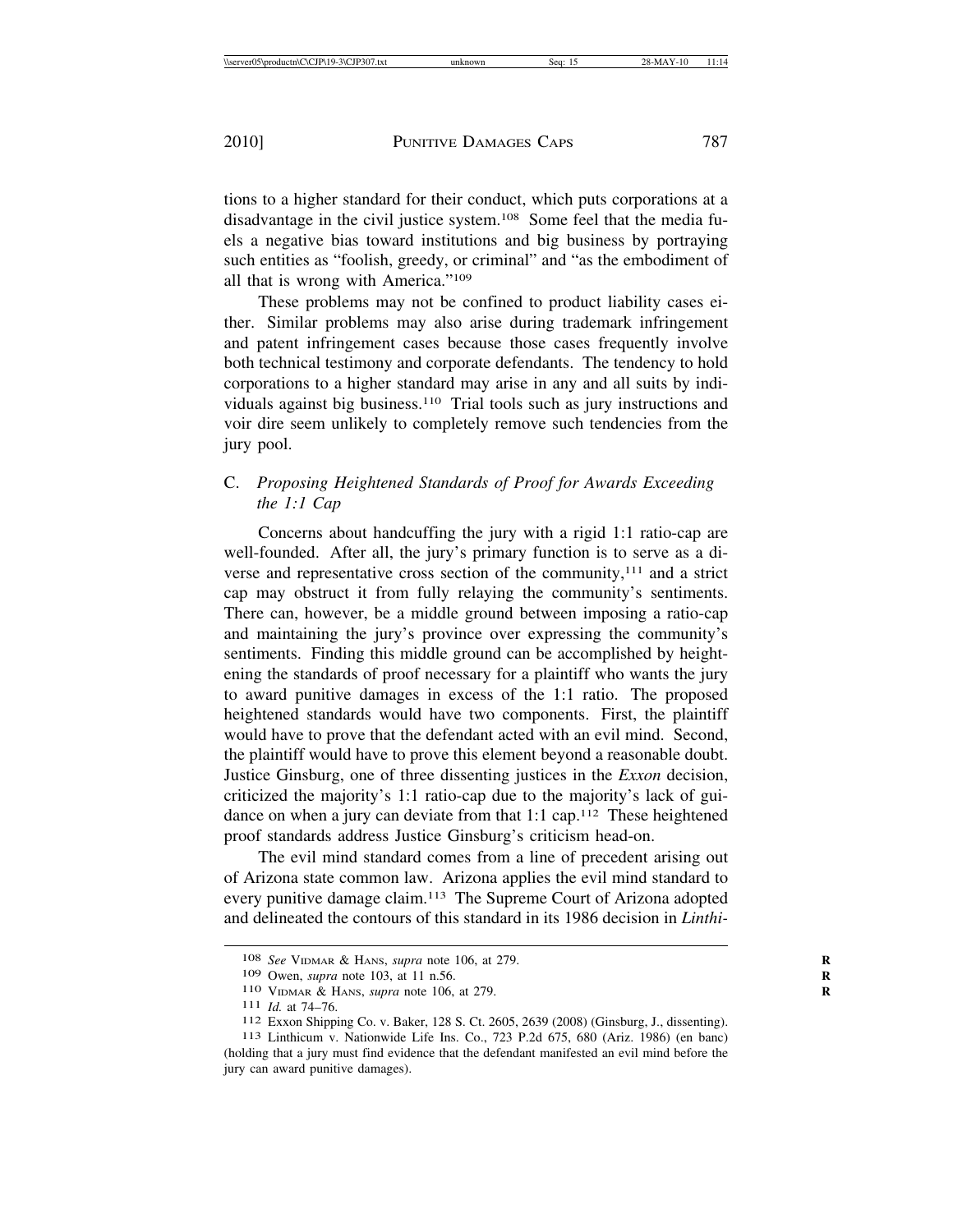tions to a higher standard for their conduct, which puts corporations at a disadvantage in the civil justice system.[108] Some feel that the media fuels a negative bias toward institutions and big business by portraying such entities as "foolish, greedy, or criminal" and "as the embodiment of all that is wrong with America."[109]

These problems may not be confined to product liability cases either. Similar problems may also arise during trademark infringement and patent infringement cases because those cases frequently involve both technical testimony and corporate defendants. The tendency to hold corporations to a higher standard may arise in any and all suits by individuals against big business.[110] Trial tools such as jury instructions and voir dire seem unlikely to completely remove such tendencies from the jury pool.

### C. *Proposing Heightened Standards of Proof for Awards Exceeding the 1:1 Cap*

Concerns about handcuffing the jury with a rigid 1:1 ratio-cap are well-founded. After all, the jury's primary function is to serve as a diverse and representative cross section of the community,[111] and a strict cap may obstruct it from fully relaying the community's sentiments. There can, however, be a middle ground between imposing a ratio-cap and maintaining the jury's province over expressing the community's sentiments. Finding this middle ground can be accomplished by heightening the standards of proof necessary for a plaintiff who wants the jury to award punitive damages in excess of the 1:1 ratio. The proposed heightened standards would have two components. First, the plaintiff would have to prove that the defendant acted with an evil mind. Second, the plaintiff would have to prove this element beyond a reasonable doubt. Justice Ginsburg, one of three dissenting justices in the *Exxon* decision, criticized the majority's 1:1 ratio-cap due to the majority's lack of guidance on when a jury can deviate from that 1:1 cap.[112] These heightened proof standards address Justice Ginsburg's criticism head-on.

The evil mind standard comes from a line of precedent arising out of Arizona state common law. Arizona applies the evil mind standard to every punitive damage claim.[113] The Supreme Court of Arizona adopted and delineated the contours of this standard in its 1986 decision in *Linthi-*

---

108 *See* Vidmar & Hans, *supra* note 106, at 279.

109 Owen, *supra* note 103, at 11 n.56.

110 Vidmar & Hans, *supra* note 106, at 279.

111 *Id.* at 74–76.

112 Exxon Shipping Co. v. Baker, 128 S. Ct. 2605, 2639 (2008) (Ginsburg, J., dissenting).

113 Linthicum v. Nationwide Life Ins. Co., 723 P.2d 675, 680 (Ariz. 1986) (en banc) (holding that a jury must find evidence that the defendant manifested an evil mind before the jury can award punitive damages).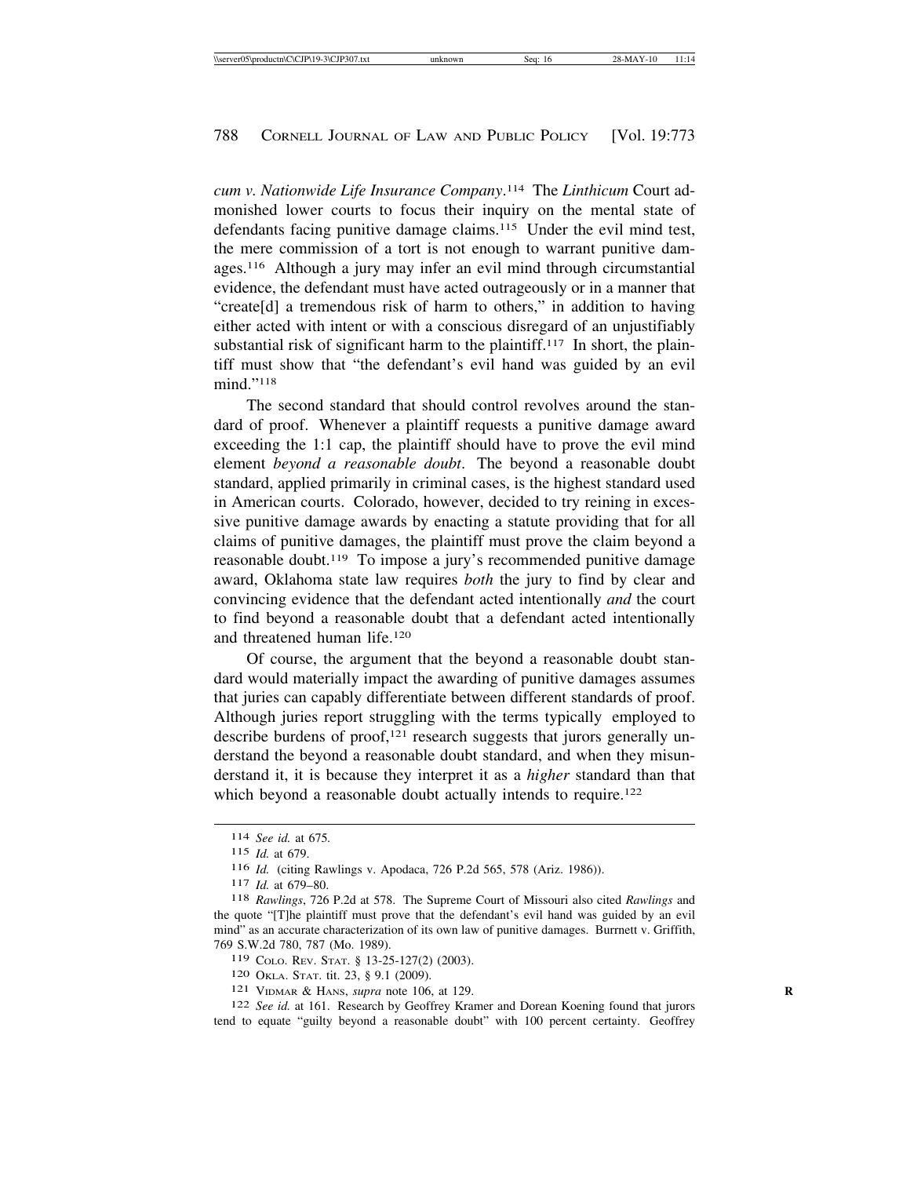*cum v. Nationwide Life Insurance Company*.[114] The *Linthicum* Court admonished lower courts to focus their inquiry on the mental state of defendants facing punitive damage claims.[115] Under the evil mind test, the mere commission of a tort is not enough to warrant punitive damages.[116] Although a jury may infer an evil mind through circumstantial evidence, the defendant must have acted outrageously or in a manner that "create[d] a tremendous risk of harm to others," in addition to having either acted with intent or with a conscious disregard of an unjustifiably substantial risk of significant harm to the plaintiff.[117] In short, the plaintiff must show that "the defendant's evil hand was guided by an evil mind."[118]

The second standard that should control revolves around the standard of proof. Whenever a plaintiff requests a punitive damage award exceeding the 1:1 cap, the plaintiff should have to prove the evil mind element *beyond a reasonable doubt*. The beyond a reasonable doubt standard, applied primarily in criminal cases, is the highest standard used in American courts. Colorado, however, decided to try reining in excessive punitive damage awards by enacting a statute providing that for all claims of punitive damages, the plaintiff must prove the claim beyond a reasonable doubt.[119] To impose a jury's recommended punitive damage award, Oklahoma state law requires *both* the jury to find by clear and convincing evidence that the defendant acted intentionally *and* the court to find beyond a reasonable doubt that a defendant acted intentionally and threatened human life.[120]

Of course, the argument that the beyond a reasonable doubt standard would materially impact the awarding of punitive damages assumes that juries can capably differentiate between different standards of proof. Although juries report struggling with the terms typically employed to describe burdens of proof,[121] research suggests that jurors generally understand the beyond a reasonable doubt standard, and when they misunderstand it, it is because they interpret it as a *higher* standard than that which beyond a reasonable doubt actually intends to require.[122]

---

114 *See id.* at 675.

115 *Id.* at 679.

116 *Id.* (citing Rawlings v. Apodaca, 726 P.2d 565, 578 (Ariz. 1986)).

117 *Id.* at 679–80.

118 *Rawlings*, 726 P.2d at 578. The Supreme Court of Missouri also cited *Rawlings* and the quote "[T]he plaintiff must prove that the defendant's evil hand was guided by an evil mind" as an accurate characterization of its own law of punitive damages. Burrnett v. Griffith, 769 S.W.2d 780, 787 (Mo. 1989).

119 COLO. REV. STAT. § 13-25-127(2) (2003).

120 OKLA. STAT. tit. 23, § 9.1 (2009).

121 VIDMAR & HANS, *supra* note 106, at 129.

122 *See id.* at 161. Research by Geoffrey Kramer and Dorean Koening found that jurors tend to equate "guilty beyond a reasonable doubt" with 100 percent certainty. Geoffrey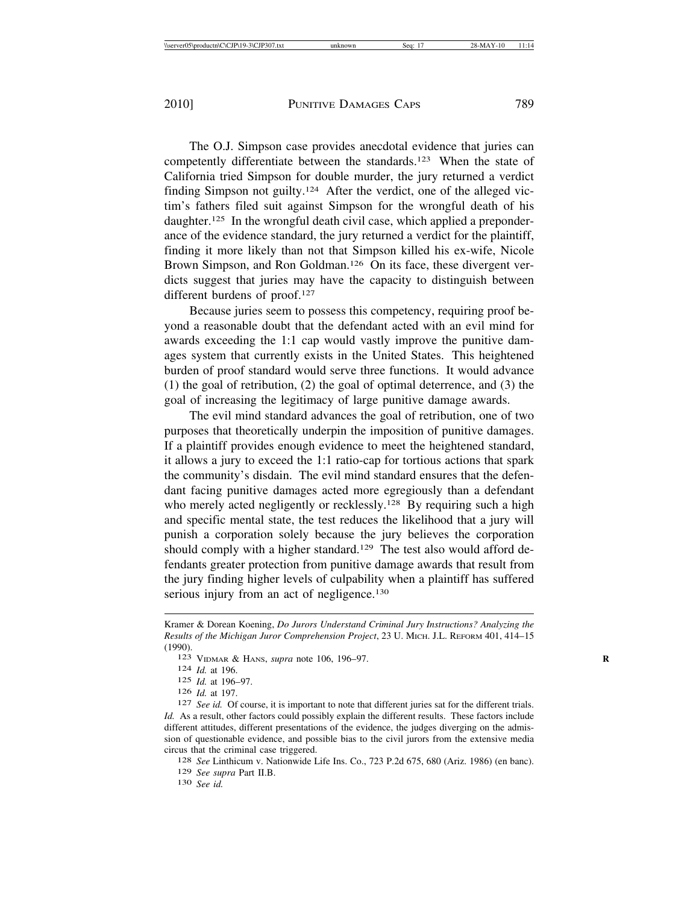The O.J. Simpson case provides anecdotal evidence that juries can competently differentiate between the standards.[123] When the state of California tried Simpson for double murder, the jury returned a verdict finding Simpson not guilty.[124] After the verdict, one of the alleged victim's fathers filed suit against Simpson for the wrongful death of his daughter.[125] In the wrongful death civil case, which applied a preponderance of the evidence standard, the jury returned a verdict for the plaintiff, finding it more likely than not that Simpson killed his ex-wife, Nicole Brown Simpson, and Ron Goldman.[126] On its face, these divergent verdicts suggest that juries may have the capacity to distinguish between different burdens of proof.[127]

Because juries seem to possess this competency, requiring proof beyond a reasonable doubt that the defendant acted with an evil mind for awards exceeding the 1:1 cap would vastly improve the punitive damages system that currently exists in the United States. This heightened burden of proof standard would serve three functions. It would advance (1) the goal of retribution, (2) the goal of optimal deterrence, and (3) the goal of increasing the legitimacy of large punitive damage awards.

The evil mind standard advances the goal of retribution, one of two purposes that theoretically underpin the imposition of punitive damages. If a plaintiff provides enough evidence to meet the heightened standard, it allows a jury to exceed the 1:1 ratio-cap for tortious actions that spark the community's disdain. The evil mind standard ensures that the defendant facing punitive damages acted more egregiously than a defendant who merely acted negligently or recklessly.[128] By requiring such a high and specific mental state, the test reduces the likelihood that a jury will punish a corporation solely because the jury believes the corporation should comply with a higher standard.[129] The test also would afford defendants greater protection from punitive damage awards that result from the jury finding higher levels of culpability when a plaintiff has suffered serious injury from an act of negligence.[130]

---

Kramer & Dorean Koening, *Do Jurors Understand Criminal Jury Instructions? Analyzing the Results of the Michigan Juror Comprehension Project*, 23 U. MICH. J.L. REFORM 401, 414–15 (1990).

123 VIDMAR & HANS, *supra* note 106, 196–97.

124 *Id.* at 196.

125 *Id.* at 196–97.

126 *Id.* at 197.

127 *See id.* Of course, it is important to note that different juries sat for the different trials. *Id.* As a result, other factors could possibly explain the different results. These factors include different attitudes, different presentations of the evidence, the judges diverging on the admission of questionable evidence, and possible bias to the civil jurors from the extensive media circus that the criminal case triggered.

128 *See* Linthicum v. Nationwide Life Ins. Co., 723 P.2d 675, 680 (Ariz. 1986) (en banc).

129 *See supra* Part II.B.

130 *See id.*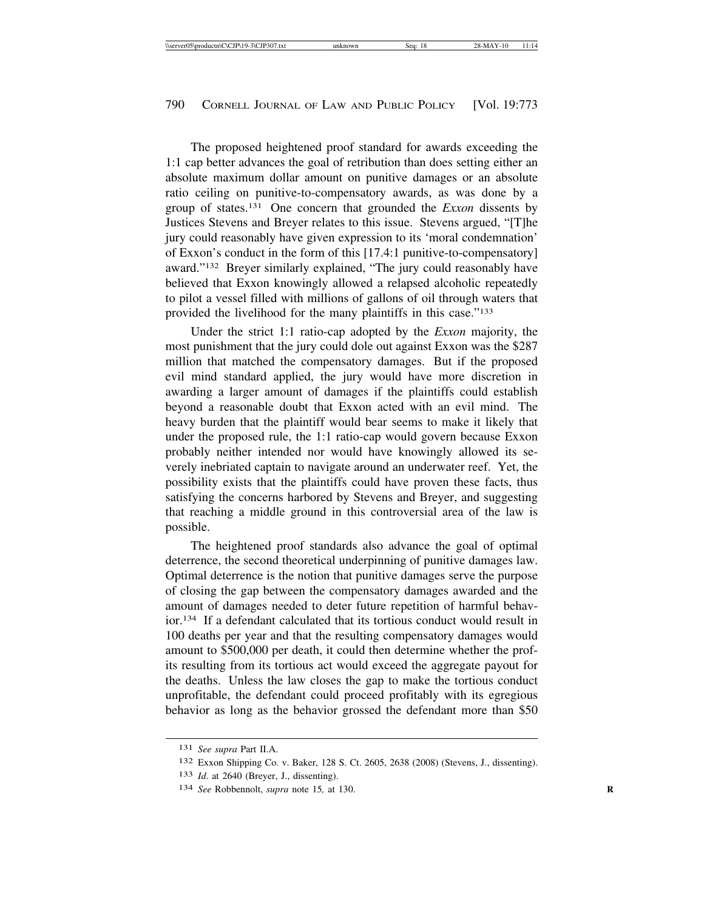The proposed heightened proof standard for awards exceeding the 1:1 cap better advances the goal of retribution than does setting either an absolute maximum dollar amount on punitive damages or an absolute ratio ceiling on punitive-to-compensatory awards, as was done by a group of states.[131] One concern that grounded the *Exxon* dissents by Justices Stevens and Breyer relates to this issue. Stevens argued, "[T]he jury could reasonably have given expression to its 'moral condemnation' of Exxon's conduct in the form of this [17.4:1 punitive-to-compensatory] award."[132] Breyer similarly explained, "The jury could reasonably have believed that Exxon knowingly allowed a relapsed alcoholic repeatedly to pilot a vessel filled with millions of gallons of oil through waters that provided the livelihood for the many plaintiffs in this case."[133]

Under the strict 1:1 ratio-cap adopted by the *Exxon* majority, the most punishment that the jury could dole out against Exxon was the $287 million that matched the compensatory damages. But if the proposed evil mind standard applied, the jury would have more discretion in awarding a larger amount of damages if the plaintiffs could establish beyond a reasonable doubt that Exxon acted with an evil mind. The heavy burden that the plaintiff would bear seems to make it likely that under the proposed rule, the 1:1 ratio-cap would govern because Exxon probably neither intended nor would have knowingly allowed its severely inebriated captain to navigate around an underwater reef. Yet, the possibility exists that the plaintiffs could have proven these facts, thus satisfying the concerns harbored by Stevens and Breyer, and suggesting that reaching a middle ground in this controversial area of the law is possible.

The heightened proof standards also advance the goal of optimal deterrence, the second theoretical underpinning of punitive damages law. Optimal deterrence is the notion that punitive damages serve the purpose of closing the gap between the compensatory damages awarded and the amount of damages needed to deter future repetition of harmful behavior.[134] If a defendant calculated that its tortious conduct would result in 100 deaths per year and that the resulting compensatory damages would amount to $500,000 per death, it could then determine whether the profits resulting from its tortious act would exceed the aggregate payout for the deaths. Unless the law closes the gap to make the tortious conduct unprofitable, the defendant could proceed profitably with its egregious behavior as long as the behavior grossed the defendant more than $50

---

131 *See supra* Part II.A.

132 Exxon Shipping Co. v. Baker, 128 S. Ct. 2605, 2638 (2008) (Stevens, J., dissenting).

133 *Id.* at 2640 (Breyer, J., dissenting).

134 *See* Robbennolt, *supra* note 15, at 130.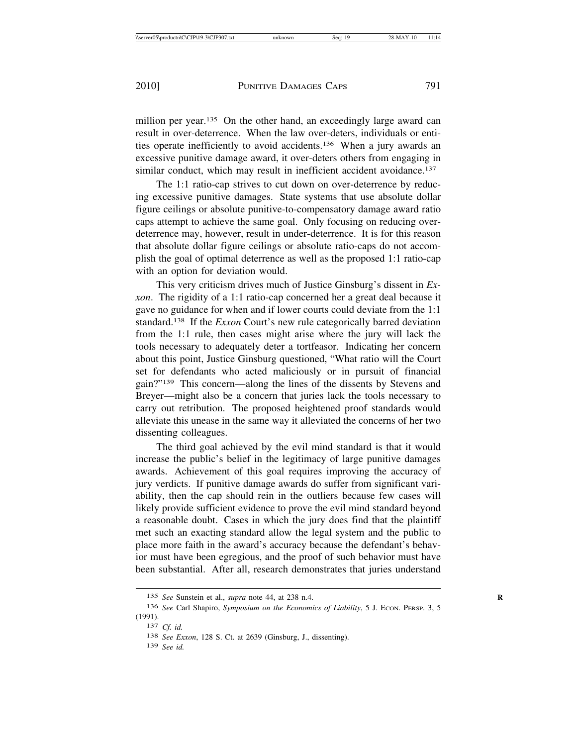million per year.[135] On the other hand, an exceedingly large award can result in over-deterrence. When the law over-deters, individuals or entities operate inefficiently to avoid accidents.[136] When a jury awards an excessive punitive damage award, it over-deters others from engaging in similar conduct, which may result in inefficient accident avoidance.[137]

The 1:1 ratio-cap strives to cut down on over-deterrence by reducing excessive punitive damages. State systems that use absolute dollar figure ceilings or absolute punitive-to-compensatory damage award ratio caps attempt to achieve the same goal. Only focusing on reducing over-deterrence may, however, result in under-deterrence. It is for this reason that absolute dollar figure ceilings or absolute ratio-caps do not accomplish the goal of optimal deterrence as well as the proposed 1:1 ratio-cap with an option for deviation would.

This very criticism drives much of Justice Ginsburg's dissent in *Exxon*. The rigidity of a 1:1 ratio-cap concerned her a great deal because it gave no guidance for when and if lower courts could deviate from the 1:1 standard.[138] If the *Exxon* Court's new rule categorically barred deviation from the 1:1 rule, then cases might arise where the jury will lack the tools necessary to adequately deter a tortfeasor. Indicating her concern about this point, Justice Ginsburg questioned, "What ratio will the Court set for defendants who acted maliciously or in pursuit of financial gain?"[139] This concern—along the lines of the dissents by Stevens and Breyer—might also be a concern that juries lack the tools necessary to carry out retribution. The proposed heightened proof standards would alleviate this unease in the same way it alleviated the concerns of her two dissenting colleagues.

The third goal achieved by the evil mind standard is that it would increase the public's belief in the legitimacy of large punitive damages awards. Achievement of this goal requires improving the accuracy of jury verdicts. If punitive damage awards do suffer from significant variability, then the cap should rein in the outliers because few cases will likely provide sufficient evidence to prove the evil mind standard beyond a reasonable doubt. Cases in which the jury does find that the plaintiff met such an exacting standard allow the legal system and the public to place more faith in the award's accuracy because the defendant's behavior must have been egregious, and the proof of such behavior must have been substantial. After all, research demonstrates that juries understand

---

[135] *See* Sunstein et al., *supra* note 44, at 238 n.4.

[136] *See* Carl Shapiro, *Symposium on the Economics of Liability*, 5 J. ECON. PERSP. 3, 5 (1991).

[137] *Cf. id.*

[138] *See Exxon*, 128 S. Ct. at 2639 (Ginsburg, J., dissenting).

[139] *See id.*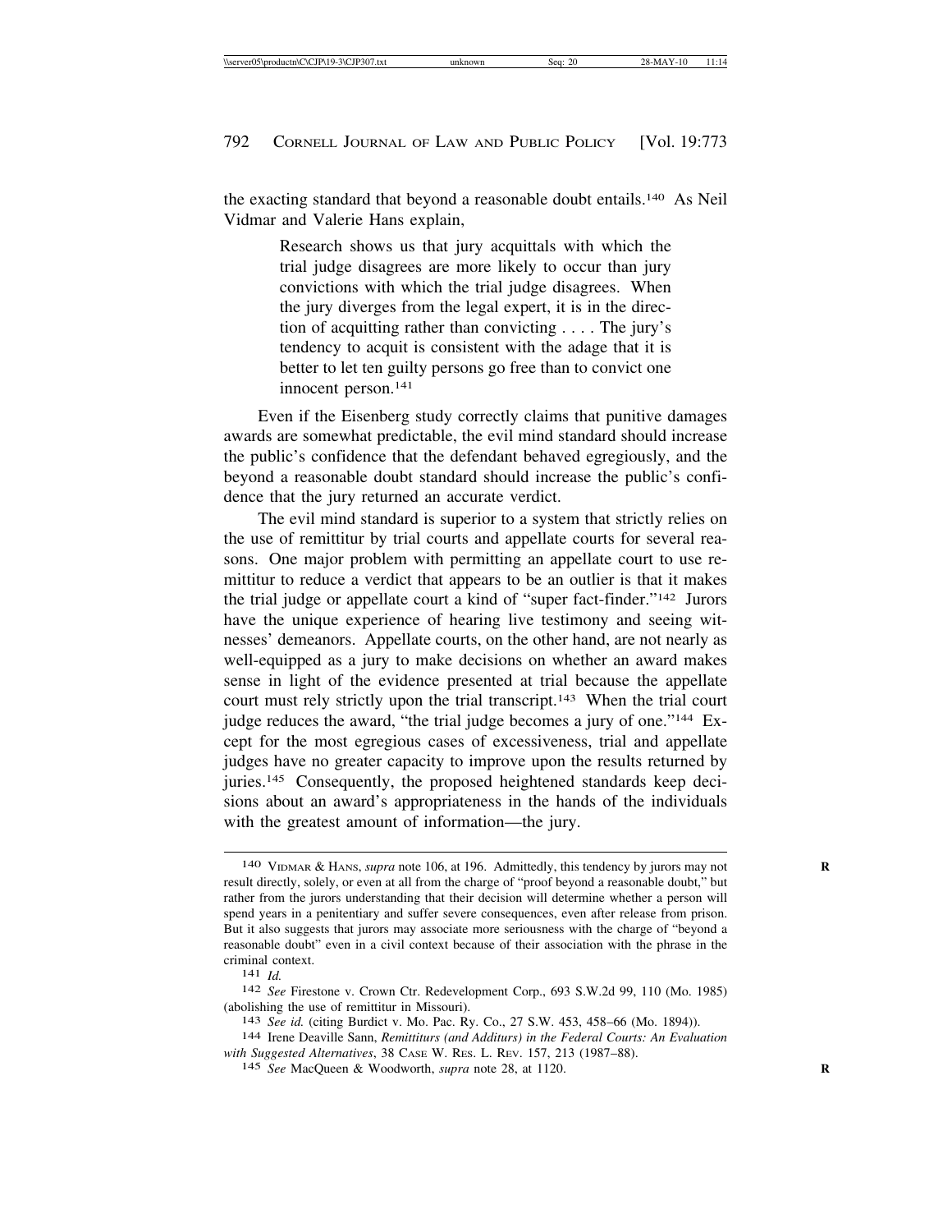the exacting standard that beyond a reasonable doubt entails.[140] As Neil Vidmar and Valerie Hans explain,

> Research shows us that jury acquittals with which the trial judge disagrees are more likely to occur than jury convictions with which the trial judge disagrees. When the jury diverges from the legal expert, it is in the direction of acquitting rather than convicting . . . . The jury's tendency to acquit is consistent with the adage that it is better to let ten guilty persons go free than to convict one innocent person.[141]

Even if the Eisenberg study correctly claims that punitive damages awards are somewhat predictable, the evil mind standard should increase the public's confidence that the defendant behaved egregiously, and the beyond a reasonable doubt standard should increase the public's confidence that the jury returned an accurate verdict.

The evil mind standard is superior to a system that strictly relies on the use of remittitur by trial courts and appellate courts for several reasons. One major problem with permitting an appellate court to use remittitur to reduce a verdict that appears to be an outlier is that it makes the trial judge or appellate court a kind of "super fact-finder."[142] Jurors have the unique experience of hearing live testimony and seeing witnesses' demeanors. Appellate courts, on the other hand, are not nearly as well-equipped as a jury to make decisions on whether an award makes sense in light of the evidence presented at trial because the appellate court must rely strictly upon the trial transcript.[143] When the trial court judge reduces the award, "the trial judge becomes a jury of one."[144] Except for the most egregious cases of excessiveness, trial and appellate judges have no greater capacity to improve upon the results returned by juries.[145] Consequently, the proposed heightened standards keep decisions about an award's appropriateness in the hands of the individuals with the greatest amount of information—the jury.

---

140 VIDMAR & HANS, *supra* note 106, at 196. Admittedly, this tendency by jurors may not result directly, solely, or even at all from the charge of "proof beyond a reasonable doubt," but rather from the jurors understanding that their decision will determine whether a person will spend years in a penitentiary and suffer severe consequences, even after release from prison. But it also suggests that jurors may associate more seriousness with the charge of "beyond a reasonable doubt" even in a civil context because of their association with the phrase in the criminal context.

141 *Id.*

142 *See* Firestone v. Crown Ctr. Redevelopment Corp., 693 S.W.2d 99, 110 (Mo. 1985) (abolishing the use of remittitur in Missouri).

143 *See id.* (citing Burdict v. Mo. Pac. Ry. Co., 27 S.W. 453, 458–66 (Mo. 1894)).

144 Irene Deaville Sann, *Remittiturs (and Additurs) in the Federal Courts: An Evaluation with Suggested Alternatives*, 38 CASE W. RES. L. REV. 157, 213 (1987–88).

145 *See* MacQueen & Woodworth, *supra* note 28, at 1120.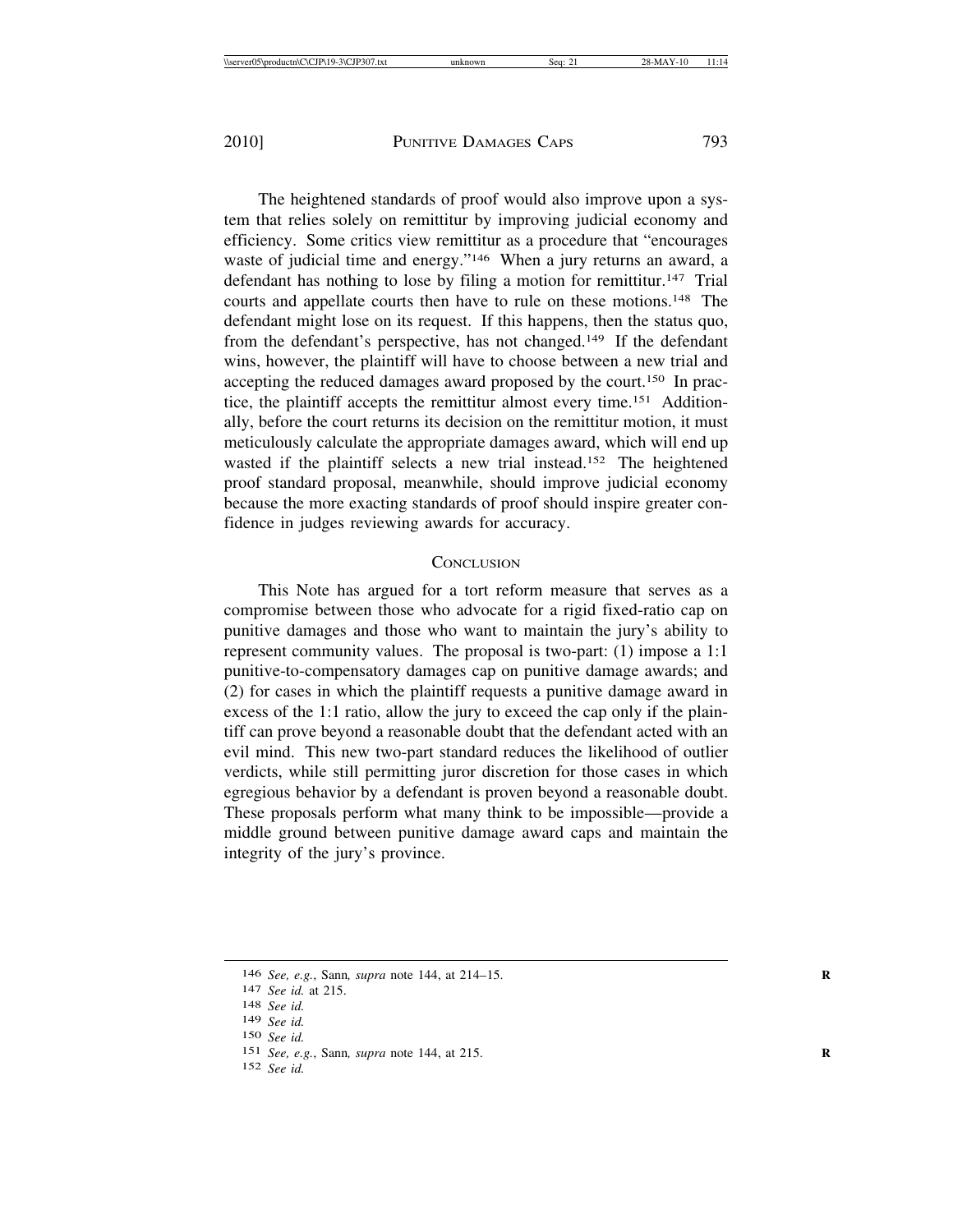The heightened standards of proof would also improve upon a system that relies solely on remittitur by improving judicial economy and efficiency. Some critics view remittitur as a procedure that "encourages waste of judicial time and energy."[146] When a jury returns an award, a defendant has nothing to lose by filing a motion for remittitur.[147] Trial courts and appellate courts then have to rule on these motions.[148] The defendant might lose on its request. If this happens, then the status quo, from the defendant's perspective, has not changed.[149] If the defendant wins, however, the plaintiff will have to choose between a new trial and accepting the reduced damages award proposed by the court.[150] In practice, the plaintiff accepts the remittitur almost every time.[151] Additionally, before the court returns its decision on the remittitur motion, it must meticulously calculate the appropriate damages award, which will end up wasted if the plaintiff selects a new trial instead.[152] The heightened proof standard proposal, meanwhile, should improve judicial economy because the more exacting standards of proof should inspire greater confidence in judges reviewing awards for accuracy.

## CONCLUSION

This Note has argued for a tort reform measure that serves as a compromise between those who advocate for a rigid fixed-ratio cap on punitive damages and those who want to maintain the jury's ability to represent community values. The proposal is two-part: (1) impose a 1:1 punitive-to-compensatory damages cap on punitive damage awards; and (2) for cases in which the plaintiff requests a punitive damage award in excess of the 1:1 ratio, allow the jury to exceed the cap only if the plaintiff can prove beyond a reasonable doubt that the defendant acted with an evil mind. This new two-part standard reduces the likelihood of outlier verdicts, while still permitting juror discretion for those cases in which egregious behavior by a defendant is proven beyond a reasonable doubt. These proposals perform what many think to be impossible—provide a middle ground between punitive damage award caps and maintain the integrity of the jury's province.

---

146 *See, e.g.*, Sann*, supra* note 144, at 214–15.

147 *See id.* at 215.

148 *See id.*

149 *See id.*

150 *See id.*

151 *See, e.g.*, Sann*, supra* note 144, at 215.

152 *See id.*